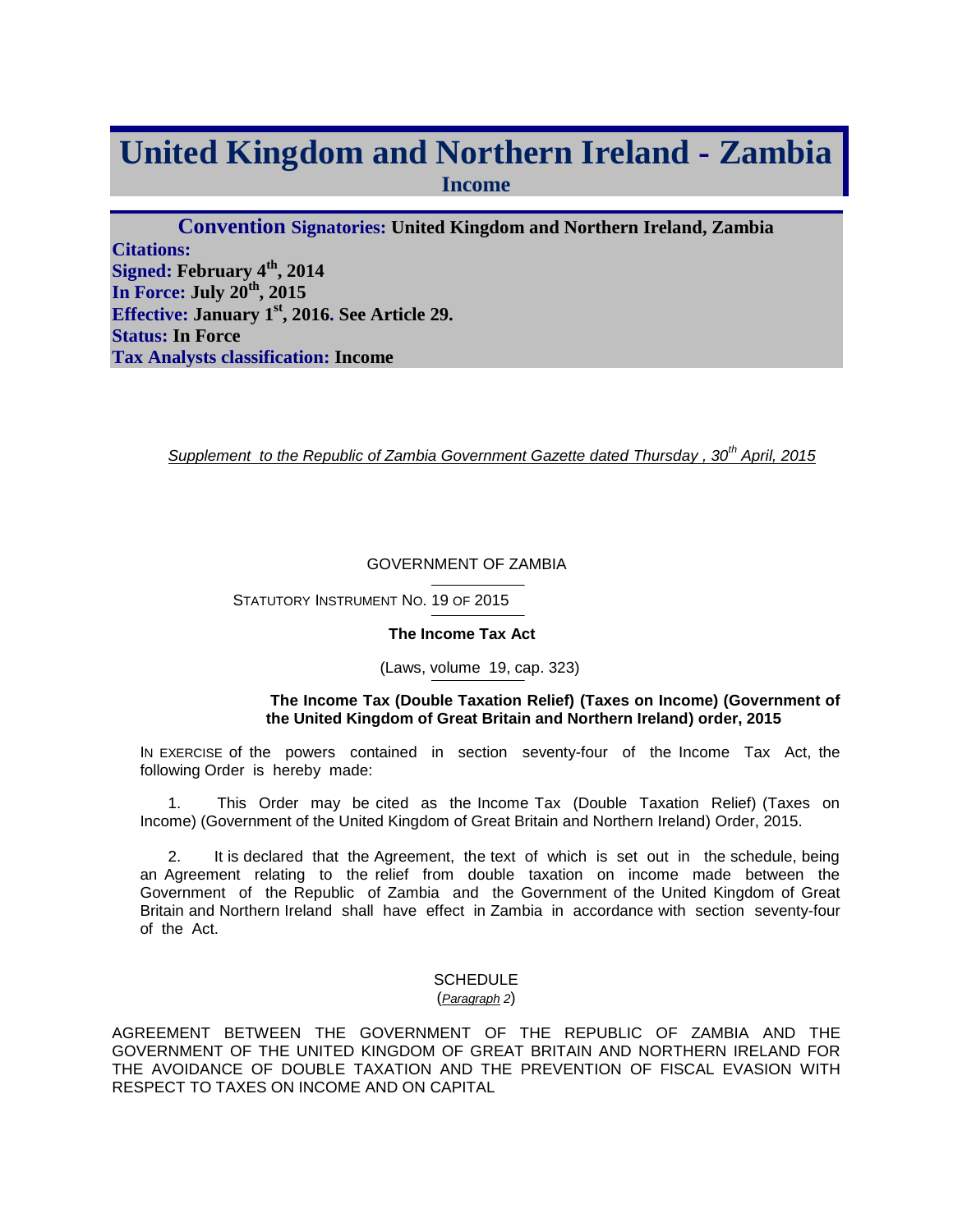# United Kingdom and Northern Ireland - Zambia

## Income

**Convention Signatories:** United Kingdom and Northern Ireland, Zambia
**Citations:**
**Signed:** February 4th, 2014
**In Force:** July 20th, 2015
**Effective:** January 1st, 2016. See Article 29.
**Status:** In Force
**Tax Analysts classification:** Income

*Supplement to the Republic of Zambia Government Gazette dated Thursday , 30th April, 2015*

GOVERNMENT OF ZAMBIA

STATUTORY INSTRUMENT NO. 19 OF 2015

**The Income Tax Act**

(Laws, volume 19, cap. 323)

**The Income Tax (Double Taxation Relief) (Taxes on Income) (Government of the United Kingdom of Great Britain and Northern Ireland) order, 2015**

IN EXERCISE of the powers contained in section seventy-four of the Income Tax Act, the following Order is hereby made:

1. This Order may be cited as the Income Tax (Double Taxation Relief) (Taxes on Income) (Government of the United Kingdom of Great Britain and Northern Ireland) Order, 2015.

2. It is declared that the Agreement, the text of which is set out in the schedule, being an Agreement relating to the relief from double taxation on income made between the Government of the Republic of Zambia and the Government of the United Kingdom of Great Britain and Northern Ireland shall have effect in Zambia in accordance with section seventy-four of the Act.

SCHEDULE
(*Paragraph 2*)

AGREEMENT BETWEEN THE GOVERNMENT OF THE REPUBLIC OF ZAMBIA AND THE GOVERNMENT OF THE UNITED KINGDOM OF GREAT BRITAIN AND NORTHERN IRELAND FOR THE AVOIDANCE OF DOUBLE TAXATION AND THE PREVENTION OF FISCAL EVASION WITH RESPECT TO TAXES ON INCOME AND ON CAPITAL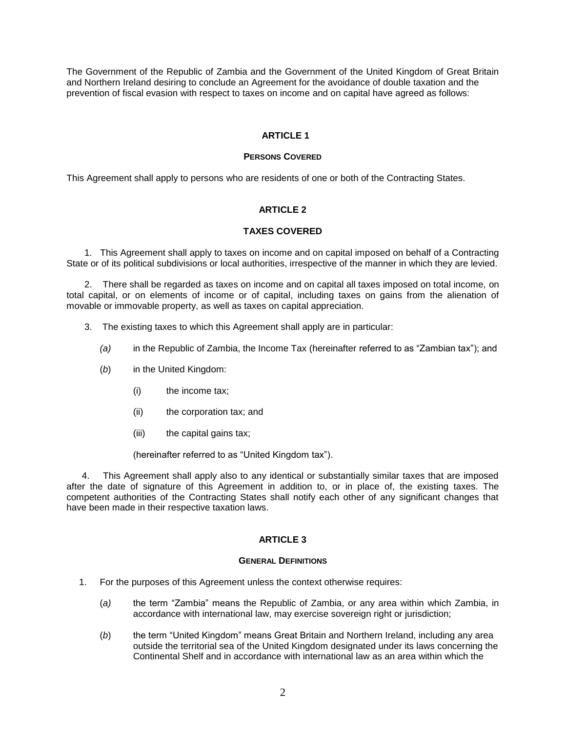The Government of the Republic of Zambia and the Government of the United Kingdom of Great Britain and Northern Ireland desiring to conclude an Agreement for the avoidance of double taxation and the prevention of fiscal evasion with respect to taxes on income and on capital have agreed as follows:

## ARTICLE 1

### PERSONS COVERED

This Agreement shall apply to persons who are residents of one or both of the Contracting States.

## ARTICLE 2

### TAXES COVERED

1. This Agreement shall apply to taxes on income and on capital imposed on behalf of a Contracting State or of its political subdivisions or local authorities, irrespective of the manner in which they are levied.

2. There shall be regarded as taxes on income and on capital all taxes imposed on total income, on total capital, or on elements of income or of capital, including taxes on gains from the alienation of movable or immovable property, as well as taxes on capital appreciation.

3. The existing taxes to which this Agreement shall apply are in particular:

   *(a)* in the Republic of Zambia, the Income Tax (hereinafter referred to as "Zambian tax"); and

   (*b*) in the United Kingdom:

      (i) the income tax;

      (ii) the corporation tax; and

      (iii) the capital gains tax;

   (hereinafter referred to as "United Kingdom tax").

4. This Agreement shall apply also to any identical or substantially similar taxes that are imposed after the date of signature of this Agreement in addition to, or in place of, the existing taxes. The competent authorities of the Contracting States shall notify each other of any significant changes that have been made in their respective taxation laws.

## ARTICLE 3

### GENERAL DEFINITIONS

1. For the purposes of this Agreement unless the context otherwise requires:

   (*a*) the term "Zambia" means the Republic of Zambia, or any area within which Zambia, in accordance with international law, may exercise sovereign right or jurisdiction;

   (*b*) the term "United Kingdom" means Great Britain and Northern Ireland, including any area outside the territorial sea of the United Kingdom designated under its laws concerning the Continental Shelf and in accordance with international law as an area within which the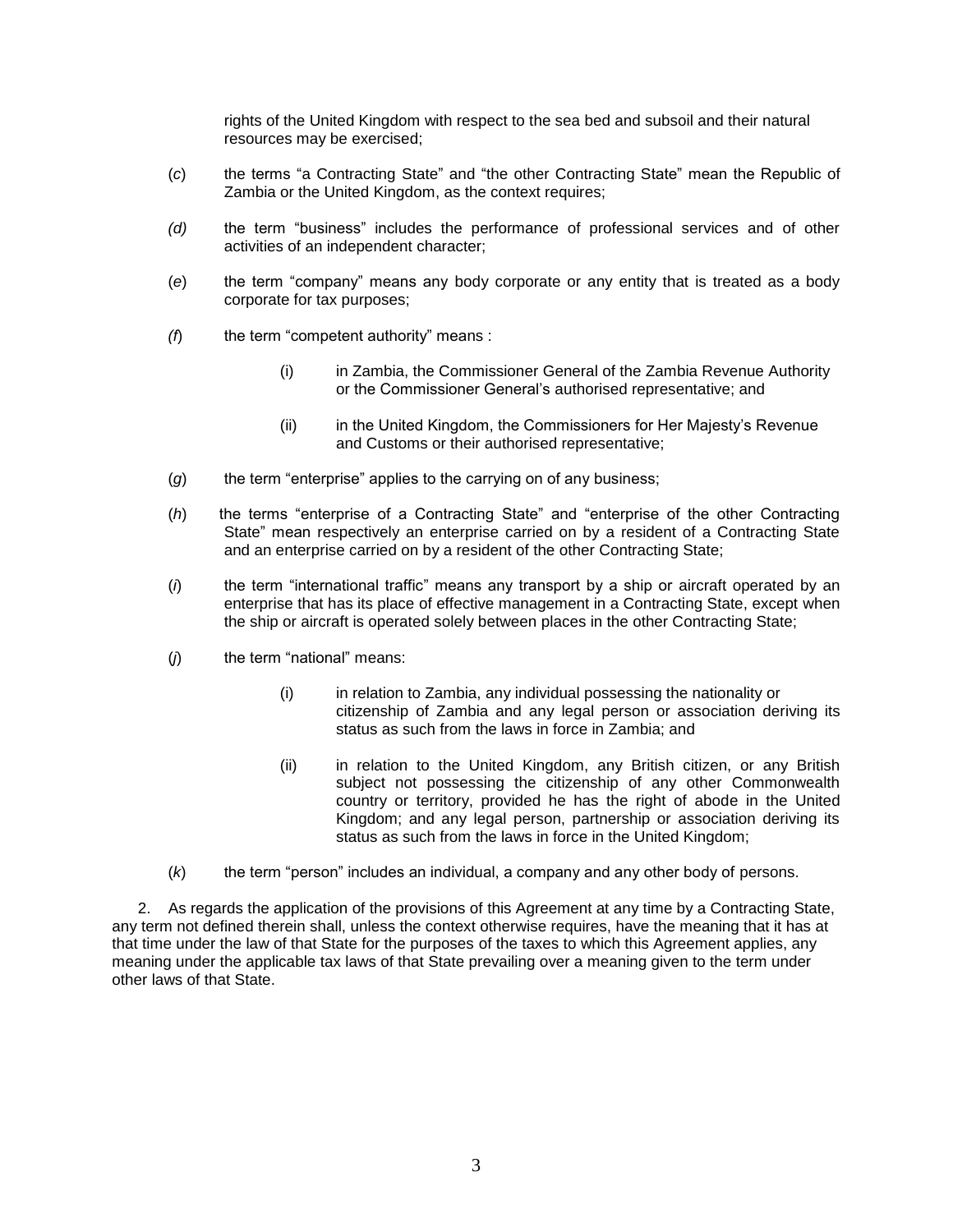rights of the United Kingdom with respect to the sea bed and subsoil and their natural resources may be exercised;

(*c*) the terms "a Contracting State" and "the other Contracting State" mean the Republic of Zambia or the United Kingdom, as the context requires;

*(d)* the term "business" includes the performance of professional services and of other activities of an independent character;

(*e*) the term "company" means any body corporate or any entity that is treated as a body corporate for tax purposes;

*(f)* the term "competent authority" means :

(i) in Zambia, the Commissioner General of the Zambia Revenue Authority or the Commissioner General's authorised representative; and

(ii) in the United Kingdom, the Commissioners for Her Majesty's Revenue and Customs or their authorised representative;

(*g*) the term "enterprise" applies to the carrying on of any business;

(*h*) the terms "enterprise of a Contracting State" and "enterprise of the other Contracting State" mean respectively an enterprise carried on by a resident of a Contracting State and an enterprise carried on by a resident of the other Contracting State;

(*i*) the term "international traffic" means any transport by a ship or aircraft operated by an enterprise that has its place of effective management in a Contracting State, except when the ship or aircraft is operated solely between places in the other Contracting State;

(*j*) the term "national" means:

(i) in relation to Zambia, any individual possessing the nationality or citizenship of Zambia and any legal person or association deriving its status as such from the laws in force in Zambia; and

(ii) in relation to the United Kingdom, any British citizen, or any British subject not possessing the citizenship of any other Commonwealth country or territory, provided he has the right of abode in the United Kingdom; and any legal person, partnership or association deriving its status as such from the laws in force in the United Kingdom;

(*k*) the term "person" includes an individual, a company and any other body of persons.

2. As regards the application of the provisions of this Agreement at any time by a Contracting State, any term not defined therein shall, unless the context otherwise requires, have the meaning that it has at that time under the law of that State for the purposes of the taxes to which this Agreement applies, any meaning under the applicable tax laws of that State prevailing over a meaning given to the term under other laws of that State.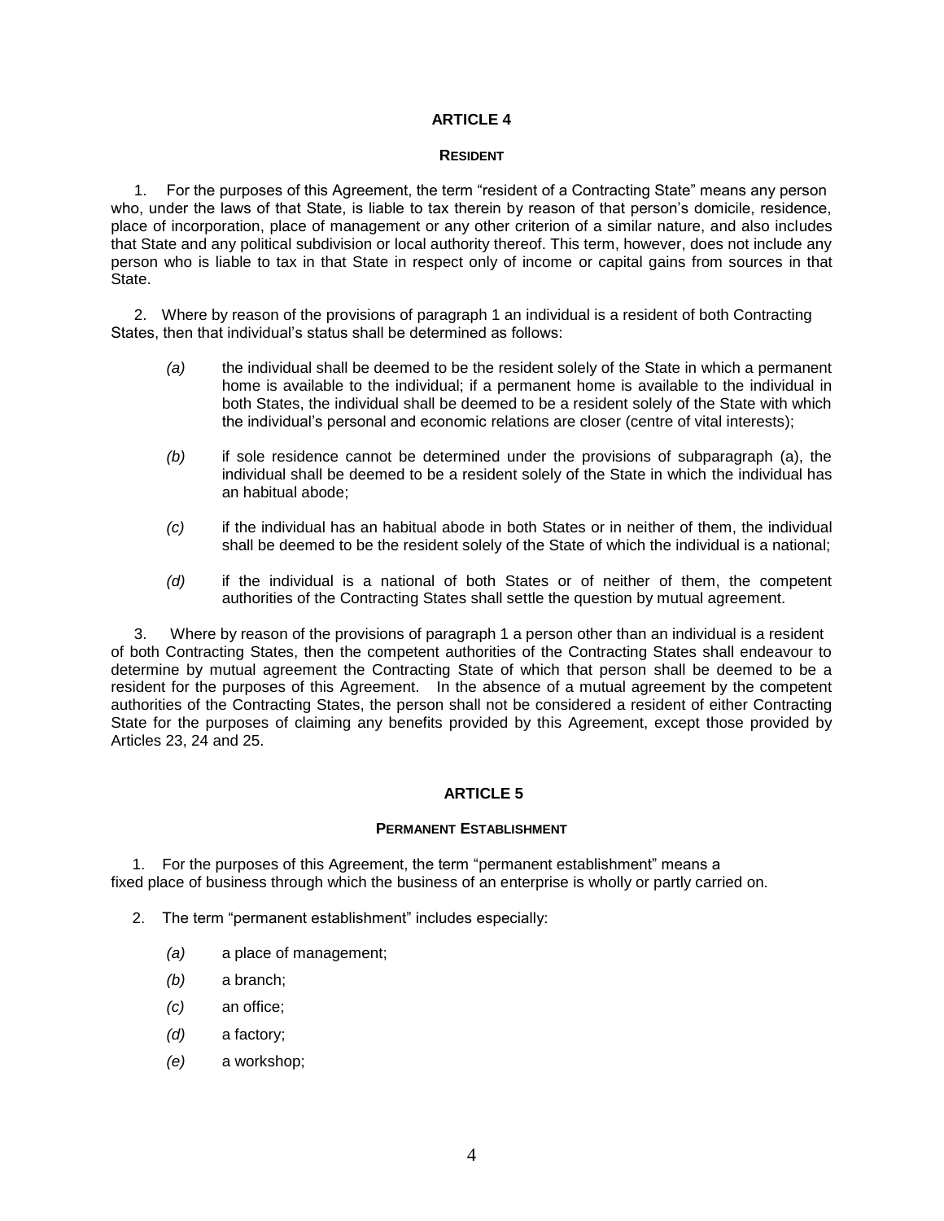## ARTICLE 4

### RESIDENT

1. For the purposes of this Agreement, the term "resident of a Contracting State" means any person who, under the laws of that State, is liable to tax therein by reason of that person's domicile, residence, place of incorporation, place of management or any other criterion of a similar nature, and also includes that State and any political subdivision or local authority thereof. This term, however, does not include any person who is liable to tax in that State in respect only of income or capital gains from sources in that State.

2. Where by reason of the provisions of paragraph 1 an individual is a resident of both Contracting States, then that individual's status shall be determined as follows:

*(a)* the individual shall be deemed to be the resident solely of the State in which a permanent home is available to the individual; if a permanent home is available to the individual in both States, the individual shall be deemed to be a resident solely of the State with which the individual's personal and economic relations are closer (centre of vital interests);

*(b)* if sole residence cannot be determined under the provisions of subparagraph (a), the individual shall be deemed to be a resident solely of the State in which the individual has an habitual abode;

*(c)* if the individual has an habitual abode in both States or in neither of them, the individual shall be deemed to be the resident solely of the State of which the individual is a national;

*(d)* if the individual is a national of both States or of neither of them, the competent authorities of the Contracting States shall settle the question by mutual agreement.

3. Where by reason of the provisions of paragraph 1 a person other than an individual is a resident of both Contracting States, then the competent authorities of the Contracting States shall endeavour to determine by mutual agreement the Contracting State of which that person shall be deemed to be a resident for the purposes of this Agreement. In the absence of a mutual agreement by the competent authorities of the Contracting States, the person shall not be considered a resident of either Contracting State for the purposes of claiming any benefits provided by this Agreement, except those provided by Articles 23, 24 and 25.

## ARTICLE 5

### PERMANENT ESTABLISHMENT

1. For the purposes of this Agreement, the term "permanent establishment" means a fixed place of business through which the business of an enterprise is wholly or partly carried on.

2. The term "permanent establishment" includes especially:

*(a)* a place of management;

*(b)* a branch;

*(c)* an office;

*(d)* a factory;

*(e)* a workshop;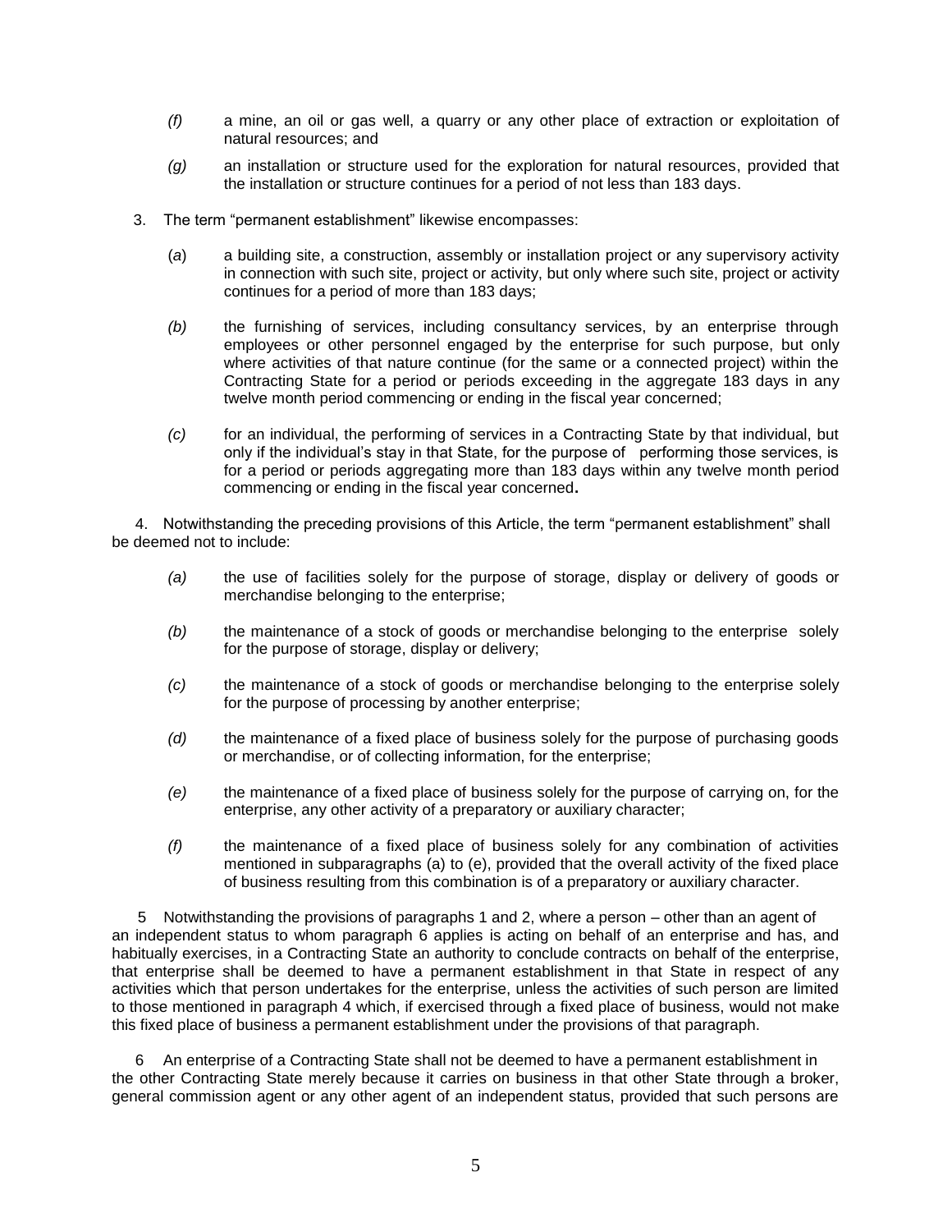*(f)* a mine, an oil or gas well, a quarry or any other place of extraction or exploitation of natural resources; and

*(g)* an installation or structure used for the exploration for natural resources, provided that the installation or structure continues for a period of not less than 183 days.

3. The term "permanent establishment" likewise encompasses:

(*a*) a building site, a construction, assembly or installation project or any supervisory activity in connection with such site, project or activity, but only where such site, project or activity continues for a period of more than 183 days;

*(b)* the furnishing of services, including consultancy services, by an enterprise through employees or other personnel engaged by the enterprise for such purpose, but only where activities of that nature continue (for the same or a connected project) within the Contracting State for a period or periods exceeding in the aggregate 183 days in any twelve month period commencing or ending in the fiscal year concerned;

*(c)* for an individual, the performing of services in a Contracting State by that individual, but only if the individual's stay in that State, for the purpose of performing those services, is for a period or periods aggregating more than 183 days within any twelve month period commencing or ending in the fiscal year concerned**.**

4. Notwithstanding the preceding provisions of this Article, the term "permanent establishment" shall be deemed not to include:

*(a)* the use of facilities solely for the purpose of storage, display or delivery of goods or merchandise belonging to the enterprise;

*(b)* the maintenance of a stock of goods or merchandise belonging to the enterprise solely for the purpose of storage, display or delivery;

*(c)* the maintenance of a stock of goods or merchandise belonging to the enterprise solely for the purpose of processing by another enterprise;

*(d)* the maintenance of a fixed place of business solely for the purpose of purchasing goods or merchandise, or of collecting information, for the enterprise;

*(e)* the maintenance of a fixed place of business solely for the purpose of carrying on, for the enterprise, any other activity of a preparatory or auxiliary character;

*(f)* the maintenance of a fixed place of business solely for any combination of activities mentioned in subparagraphs (a) to (e), provided that the overall activity of the fixed place of business resulting from this combination is of a preparatory or auxiliary character.

5 Notwithstanding the provisions of paragraphs 1 and 2, where a person – other than an agent of an independent status to whom paragraph 6 applies is acting on behalf of an enterprise and has, and habitually exercises, in a Contracting State an authority to conclude contracts on behalf of the enterprise, that enterprise shall be deemed to have a permanent establishment in that State in respect of any activities which that person undertakes for the enterprise, unless the activities of such person are limited to those mentioned in paragraph 4 which, if exercised through a fixed place of business, would not make this fixed place of business a permanent establishment under the provisions of that paragraph.

6 An enterprise of a Contracting State shall not be deemed to have a permanent establishment in the other Contracting State merely because it carries on business in that other State through a broker, general commission agent or any other agent of an independent status, provided that such persons are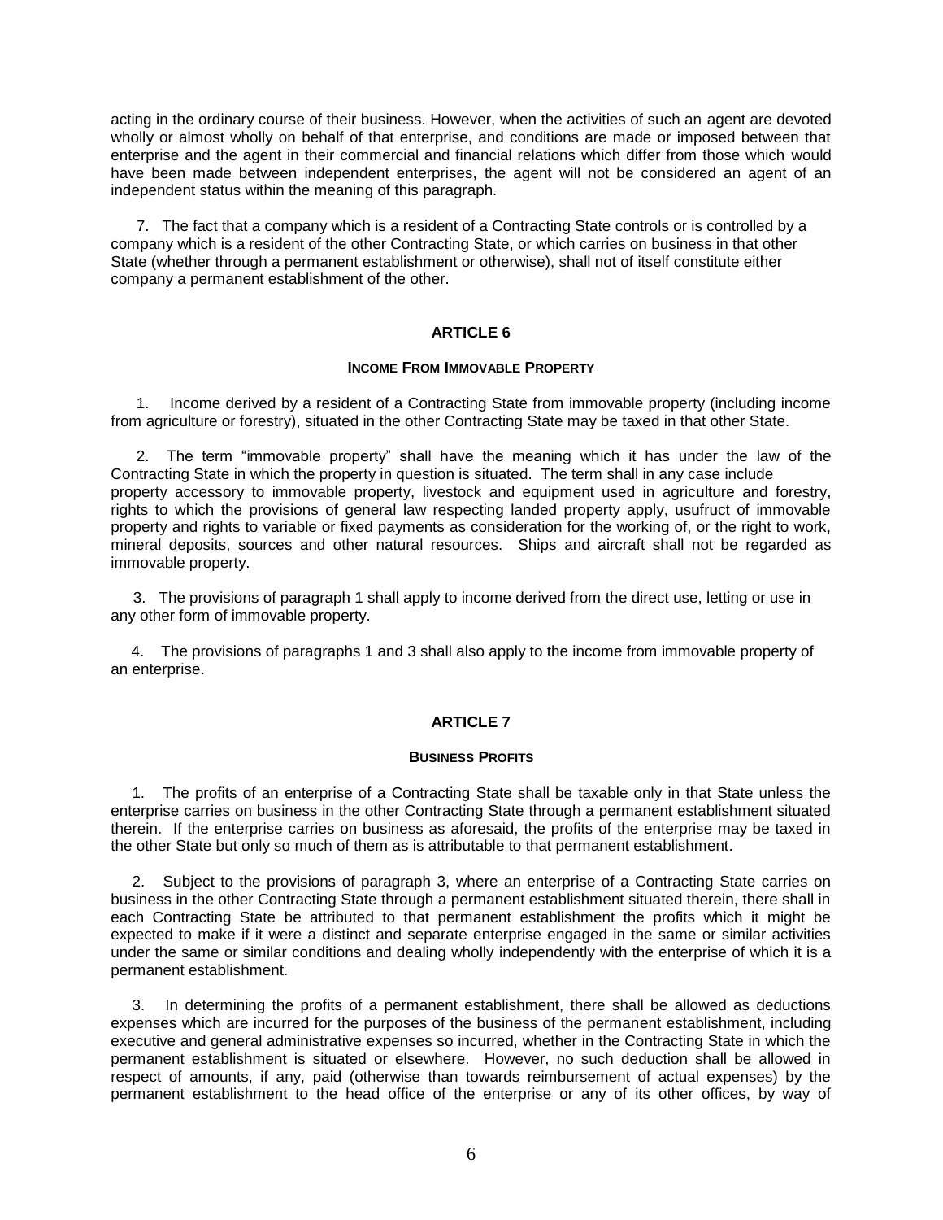acting in the ordinary course of their business. However, when the activities of such an agent are devoted wholly or almost wholly on behalf of that enterprise, and conditions are made or imposed between that enterprise and the agent in their commercial and financial relations which differ from those which would have been made between independent enterprises, the agent will not be considered an agent of an independent status within the meaning of this paragraph.

7. The fact that a company which is a resident of a Contracting State controls or is controlled by a company which is a resident of the other Contracting State, or which carries on business in that other State (whether through a permanent establishment or otherwise), shall not of itself constitute either company a permanent establishment of the other.

## ARTICLE 6

### INCOME FROM IMMOVABLE PROPERTY

1. Income derived by a resident of a Contracting State from immovable property (including income from agriculture or forestry), situated in the other Contracting State may be taxed in that other State.

2. The term “immovable property” shall have the meaning which it has under the law of the Contracting State in which the property in question is situated. The term shall in any case include property accessory to immovable property, livestock and equipment used in agriculture and forestry, rights to which the provisions of general law respecting landed property apply, usufruct of immovable property and rights to variable or fixed payments as consideration for the working of, or the right to work, mineral deposits, sources and other natural resources. Ships and aircraft shall not be regarded as immovable property.

3. The provisions of paragraph 1 shall apply to income derived from the direct use, letting or use in any other form of immovable property.

4. The provisions of paragraphs 1 and 3 shall also apply to the income from immovable property of an enterprise.

## ARTICLE 7

### BUSINESS PROFITS

1. The profits of an enterprise of a Contracting State shall be taxable only in that State unless the enterprise carries on business in the other Contracting State through a permanent establishment situated therein. If the enterprise carries on business as aforesaid, the profits of the enterprise may be taxed in the other State but only so much of them as is attributable to that permanent establishment.

2. Subject to the provisions of paragraph 3, where an enterprise of a Contracting State carries on business in the other Contracting State through a permanent establishment situated therein, there shall in each Contracting State be attributed to that permanent establishment the profits which it might be expected to make if it were a distinct and separate enterprise engaged in the same or similar activities under the same or similar conditions and dealing wholly independently with the enterprise of which it is a permanent establishment.

3. In determining the profits of a permanent establishment, there shall be allowed as deductions expenses which are incurred for the purposes of the business of the permanent establishment, including executive and general administrative expenses so incurred, whether in the Contracting State in which the permanent establishment is situated or elsewhere. However, no such deduction shall be allowed in respect of amounts, if any, paid (otherwise than towards reimbursement of actual expenses) by the permanent establishment to the head office of the enterprise or any of its other offices, by way of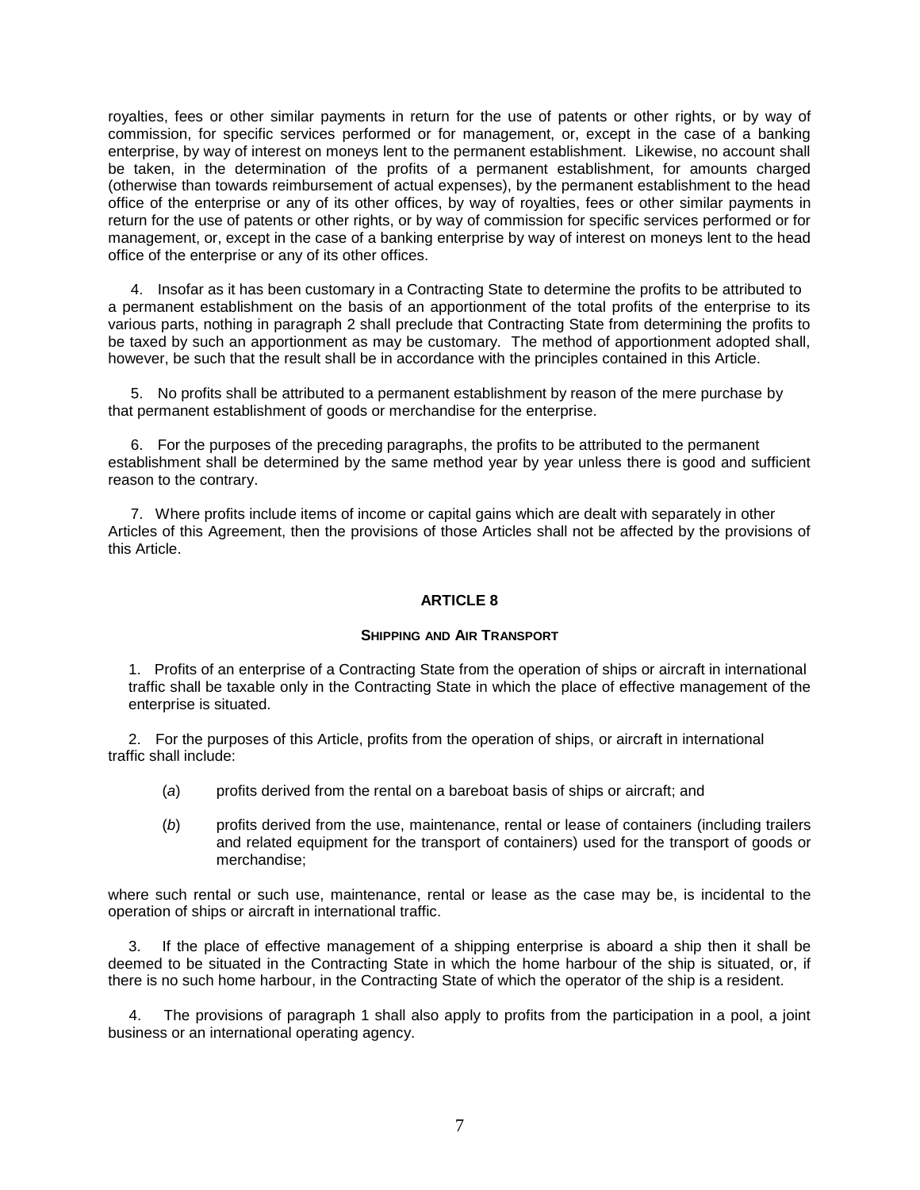royalties, fees or other similar payments in return for the use of patents or other rights, or by way of commission, for specific services performed or for management, or, except in the case of a banking enterprise, by way of interest on moneys lent to the permanent establishment. Likewise, no account shall be taken, in the determination of the profits of a permanent establishment, for amounts charged (otherwise than towards reimbursement of actual expenses), by the permanent establishment to the head office of the enterprise or any of its other offices, by way of royalties, fees or other similar payments in return for the use of patents or other rights, or by way of commission for specific services performed or for management, or, except in the case of a banking enterprise by way of interest on moneys lent to the head office of the enterprise or any of its other offices.

4. Insofar as it has been customary in a Contracting State to determine the profits to be attributed to a permanent establishment on the basis of an apportionment of the total profits of the enterprise to its various parts, nothing in paragraph 2 shall preclude that Contracting State from determining the profits to be taxed by such an apportionment as may be customary. The method of apportionment adopted shall, however, be such that the result shall be in accordance with the principles contained in this Article.

5. No profits shall be attributed to a permanent establishment by reason of the mere purchase by that permanent establishment of goods or merchandise for the enterprise.

6. For the purposes of the preceding paragraphs, the profits to be attributed to the permanent establishment shall be determined by the same method year by year unless there is good and sufficient reason to the contrary.

7. Where profits include items of income or capital gains which are dealt with separately in other Articles of this Agreement, then the provisions of those Articles shall not be affected by the provisions of this Article.

## ARTICLE 8

### SHIPPING AND AIR TRANSPORT

1. Profits of an enterprise of a Contracting State from the operation of ships or aircraft in international traffic shall be taxable only in the Contracting State in which the place of effective management of the enterprise is situated.

2. For the purposes of this Article, profits from the operation of ships, or aircraft in international traffic shall include:

(*a*) profits derived from the rental on a bareboat basis of ships or aircraft; and

(*b*) profits derived from the use, maintenance, rental or lease of containers (including trailers and related equipment for the transport of containers) used for the transport of goods or merchandise;

where such rental or such use, maintenance, rental or lease as the case may be, is incidental to the operation of ships or aircraft in international traffic.

3. If the place of effective management of a shipping enterprise is aboard a ship then it shall be deemed to be situated in the Contracting State in which the home harbour of the ship is situated, or, if there is no such home harbour, in the Contracting State of which the operator of the ship is a resident.

4. The provisions of paragraph 1 shall also apply to profits from the participation in a pool, a joint business or an international operating agency.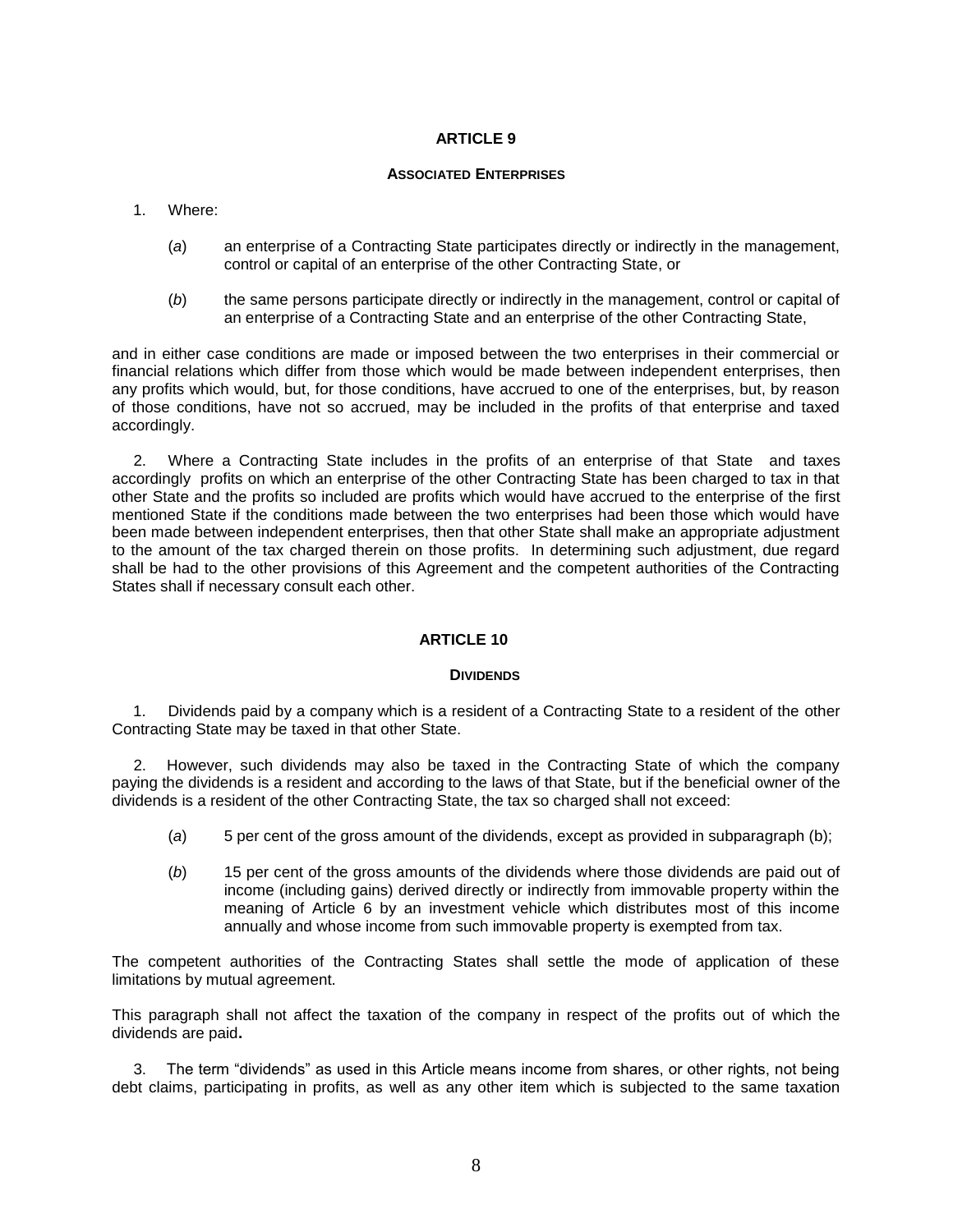## ARTICLE 9

### ASSOCIATED ENTERPRISES

1. Where:

   (*a*) an enterprise of a Contracting State participates directly or indirectly in the management, control or capital of an enterprise of the other Contracting State, or

   (*b*) the same persons participate directly or indirectly in the management, control or capital of an enterprise of a Contracting State and an enterprise of the other Contracting State,

and in either case conditions are made or imposed between the two enterprises in their commercial or financial relations which differ from those which would be made between independent enterprises, then any profits which would, but, for those conditions, have accrued to one of the enterprises, but, by reason of those conditions, have not so accrued, may be included in the profits of that enterprise and taxed accordingly.

2. Where a Contracting State includes in the profits of an enterprise of that State and taxes accordingly profits on which an enterprise of the other Contracting State has been charged to tax in that other State and the profits so included are profits which would have accrued to the enterprise of the first mentioned State if the conditions made between the two enterprises had been those which would have been made between independent enterprises, then that other State shall make an appropriate adjustment to the amount of the tax charged therein on those profits. In determining such adjustment, due regard shall be had to the other provisions of this Agreement and the competent authorities of the Contracting States shall if necessary consult each other.

## ARTICLE 10

### DIVIDENDS

1. Dividends paid by a company which is a resident of a Contracting State to a resident of the other Contracting State may be taxed in that other State.

2. However, such dividends may also be taxed in the Contracting State of which the company paying the dividends is a resident and according to the laws of that State, but if the beneficial owner of the dividends is a resident of the other Contracting State, the tax so charged shall not exceed:

   (*a*) 5 per cent of the gross amount of the dividends, except as provided in subparagraph (b);

   (*b*) 15 per cent of the gross amounts of the dividends where those dividends are paid out of income (including gains) derived directly or indirectly from immovable property within the meaning of Article 6 by an investment vehicle which distributes most of this income annually and whose income from such immovable property is exempted from tax.

The competent authorities of the Contracting States shall settle the mode of application of these limitations by mutual agreement.

This paragraph shall not affect the taxation of the company in respect of the profits out of which the dividends are paid**.**

3. The term “dividends” as used in this Article means income from shares, or other rights, not being debt claims, participating in profits, as well as any other item which is subjected to the same taxation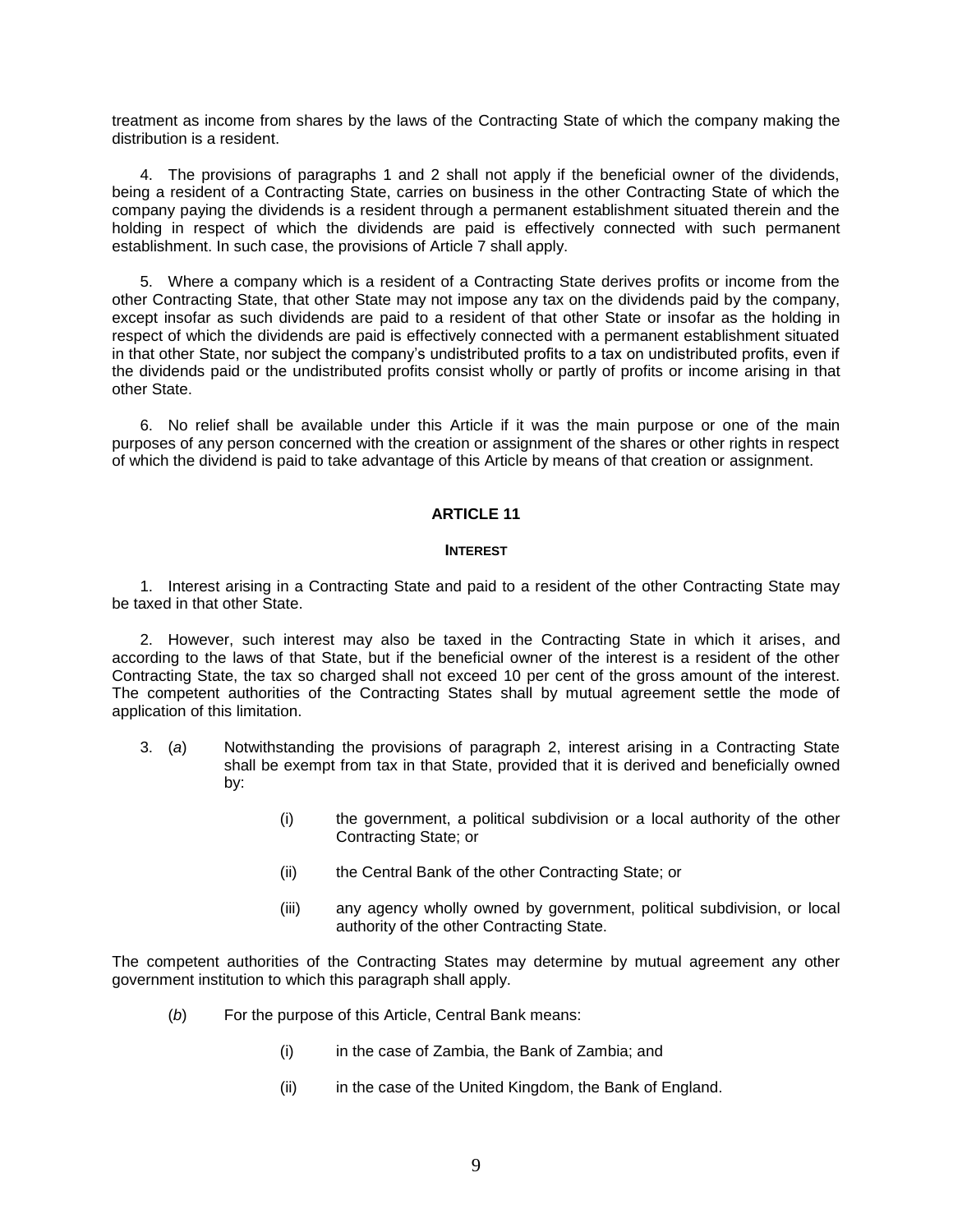treatment as income from shares by the laws of the Contracting State of which the company making the distribution is a resident.

4. The provisions of paragraphs 1 and 2 shall not apply if the beneficial owner of the dividends, being a resident of a Contracting State, carries on business in the other Contracting State of which the company paying the dividends is a resident through a permanent establishment situated therein and the holding in respect of which the dividends are paid is effectively connected with such permanent establishment. In such case, the provisions of Article 7 shall apply.

5. Where a company which is a resident of a Contracting State derives profits or income from the other Contracting State, that other State may not impose any tax on the dividends paid by the company, except insofar as such dividends are paid to a resident of that other State or insofar as the holding in respect of which the dividends are paid is effectively connected with a permanent establishment situated in that other State, nor subject the company's undistributed profits to a tax on undistributed profits, even if the dividends paid or the undistributed profits consist wholly or partly of profits or income arising in that other State.

6. No relief shall be available under this Article if it was the main purpose or one of the main purposes of any person concerned with the creation or assignment of the shares or other rights in respect of which the dividend is paid to take advantage of this Article by means of that creation or assignment.

## ARTICLE 11

### INTEREST

1. Interest arising in a Contracting State and paid to a resident of the other Contracting State may be taxed in that other State.

2. However, such interest may also be taxed in the Contracting State in which it arises, and according to the laws of that State, but if the beneficial owner of the interest is a resident of the other Contracting State, the tax so charged shall not exceed 10 per cent of the gross amount of the interest. The competent authorities of the Contracting States shall by mutual agreement settle the mode of application of this limitation.

3. (*a*) Notwithstanding the provisions of paragraph 2, interest arising in a Contracting State shall be exempt from tax in that State, provided that it is derived and beneficially owned by:

   (i) the government, a political subdivision or a local authority of the other Contracting State; or

   (ii) the Central Bank of the other Contracting State; or

   (iii) any agency wholly owned by government, political subdivision, or local authority of the other Contracting State.

The competent authorities of the Contracting States may determine by mutual agreement any other government institution to which this paragraph shall apply.

(*b*) For the purpose of this Article, Central Bank means:

   (i) in the case of Zambia, the Bank of Zambia; and

   (ii) in the case of the United Kingdom, the Bank of England.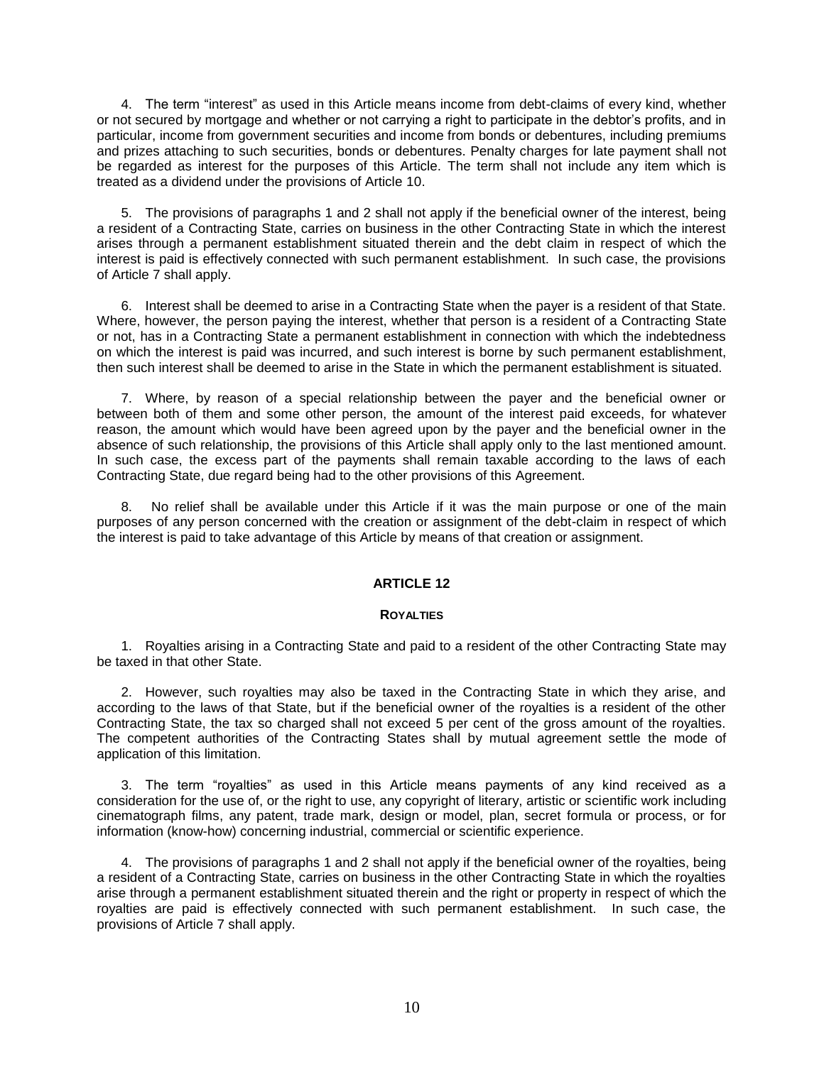4. The term “interest” as used in this Article means income from debt-claims of every kind, whether or not secured by mortgage and whether or not carrying a right to participate in the debtor’s profits, and in particular, income from government securities and income from bonds or debentures, including premiums and prizes attaching to such securities, bonds or debentures. Penalty charges for late payment shall not be regarded as interest for the purposes of this Article. The term shall not include any item which is treated as a dividend under the provisions of Article 10.

5. The provisions of paragraphs 1 and 2 shall not apply if the beneficial owner of the interest, being a resident of a Contracting State, carries on business in the other Contracting State in which the interest arises through a permanent establishment situated therein and the debt claim in respect of which the interest is paid is effectively connected with such permanent establishment. In such case, the provisions of Article 7 shall apply.

6. Interest shall be deemed to arise in a Contracting State when the payer is a resident of that State. Where, however, the person paying the interest, whether that person is a resident of a Contracting State or not, has in a Contracting State a permanent establishment in connection with which the indebtedness on which the interest is paid was incurred, and such interest is borne by such permanent establishment, then such interest shall be deemed to arise in the State in which the permanent establishment is situated.

7. Where, by reason of a special relationship between the payer and the beneficial owner or between both of them and some other person, the amount of the interest paid exceeds, for whatever reason, the amount which would have been agreed upon by the payer and the beneficial owner in the absence of such relationship, the provisions of this Article shall apply only to the last mentioned amount. In such case, the excess part of the payments shall remain taxable according to the laws of each Contracting State, due regard being had to the other provisions of this Agreement.

8. No relief shall be available under this Article if it was the main purpose or one of the main purposes of any person concerned with the creation or assignment of the debt-claim in respect of which the interest is paid to take advantage of this Article by means of that creation or assignment.

## ARTICLE 12

### ROYALTIES

1. Royalties arising in a Contracting State and paid to a resident of the other Contracting State may be taxed in that other State.

2. However, such royalties may also be taxed in the Contracting State in which they arise, and according to the laws of that State, but if the beneficial owner of the royalties is a resident of the other Contracting State, the tax so charged shall not exceed 5 per cent of the gross amount of the royalties. The competent authorities of the Contracting States shall by mutual agreement settle the mode of application of this limitation.

3. The term “royalties” as used in this Article means payments of any kind received as a consideration for the use of, or the right to use, any copyright of literary, artistic or scientific work including cinematograph films, any patent, trade mark, design or model, plan, secret formula or process, or for information (know-how) concerning industrial, commercial or scientific experience.

4. The provisions of paragraphs 1 and 2 shall not apply if the beneficial owner of the royalties, being a resident of a Contracting State, carries on business in the other Contracting State in which the royalties arise through a permanent establishment situated therein and the right or property in respect of which the royalties are paid is effectively connected with such permanent establishment. In such case, the provisions of Article 7 shall apply.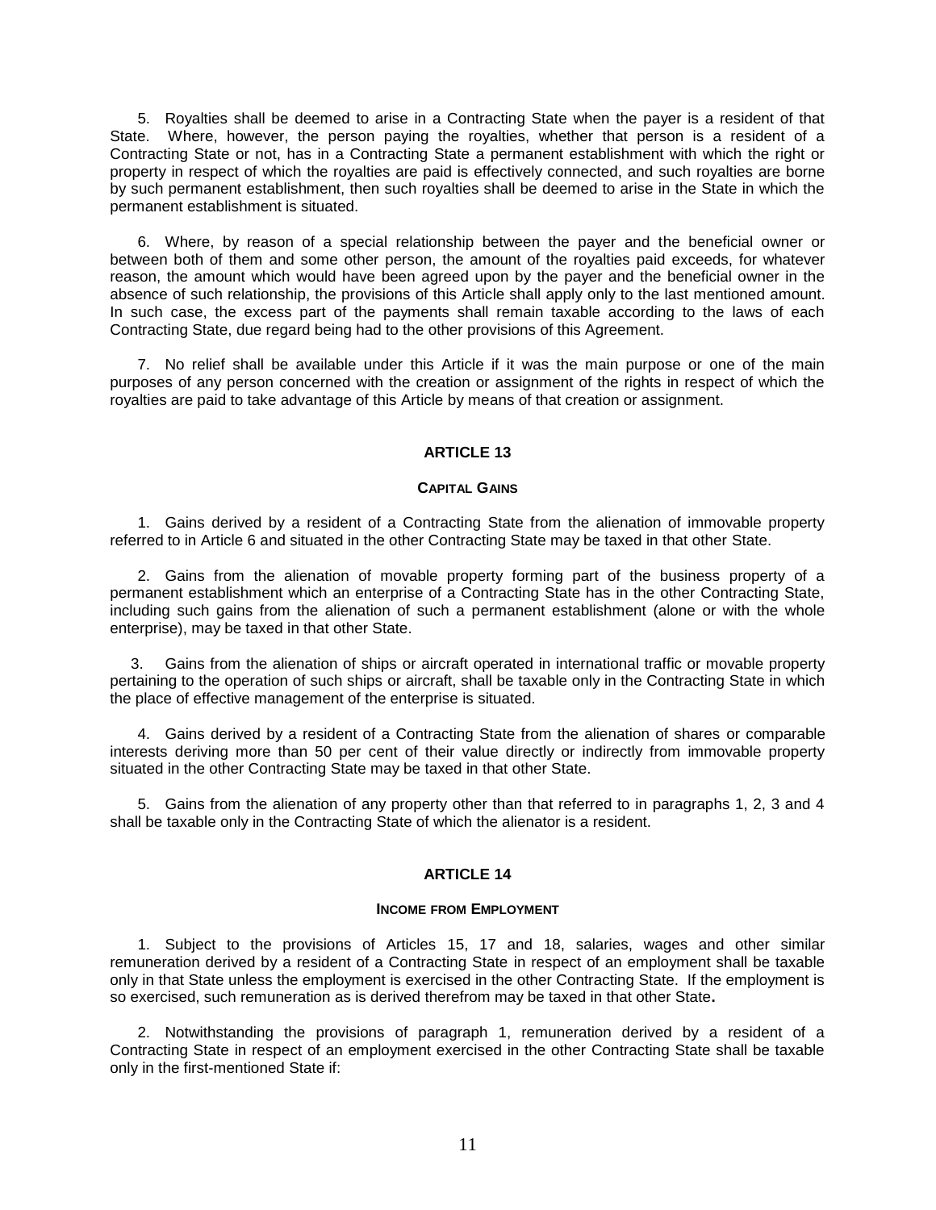5. Royalties shall be deemed to arise in a Contracting State when the payer is a resident of that State. Where, however, the person paying the royalties, whether that person is a resident of a Contracting State or not, has in a Contracting State a permanent establishment with which the right or property in respect of which the royalties are paid is effectively connected, and such royalties are borne by such permanent establishment, then such royalties shall be deemed to arise in the State in which the permanent establishment is situated.

6. Where, by reason of a special relationship between the payer and the beneficial owner or between both of them and some other person, the amount of the royalties paid exceeds, for whatever reason, the amount which would have been agreed upon by the payer and the beneficial owner in the absence of such relationship, the provisions of this Article shall apply only to the last mentioned amount. In such case, the excess part of the payments shall remain taxable according to the laws of each Contracting State, due regard being had to the other provisions of this Agreement.

7. No relief shall be available under this Article if it was the main purpose or one of the main purposes of any person concerned with the creation or assignment of the rights in respect of which the royalties are paid to take advantage of this Article by means of that creation or assignment.

## ARTICLE 13

### CAPITAL GAINS

1. Gains derived by a resident of a Contracting State from the alienation of immovable property referred to in Article 6 and situated in the other Contracting State may be taxed in that other State.

2. Gains from the alienation of movable property forming part of the business property of a permanent establishment which an enterprise of a Contracting State has in the other Contracting State, including such gains from the alienation of such a permanent establishment (alone or with the whole enterprise), may be taxed in that other State.

3. Gains from the alienation of ships or aircraft operated in international traffic or movable property pertaining to the operation of such ships or aircraft, shall be taxable only in the Contracting State in which the place of effective management of the enterprise is situated.

4. Gains derived by a resident of a Contracting State from the alienation of shares or comparable interests deriving more than 50 per cent of their value directly or indirectly from immovable property situated in the other Contracting State may be taxed in that other State.

5. Gains from the alienation of any property other than that referred to in paragraphs 1, 2, 3 and 4 shall be taxable only in the Contracting State of which the alienator is a resident.

## ARTICLE 14

### INCOME FROM EMPLOYMENT

1. Subject to the provisions of Articles 15, 17 and 18, salaries, wages and other similar remuneration derived by a resident of a Contracting State in respect of an employment shall be taxable only in that State unless the employment is exercised in the other Contracting State. If the employment is so exercised, such remuneration as is derived therefrom may be taxed in that other State**.**

2. Notwithstanding the provisions of paragraph 1, remuneration derived by a resident of a Contracting State in respect of an employment exercised in the other Contracting State shall be taxable only in the first-mentioned State if: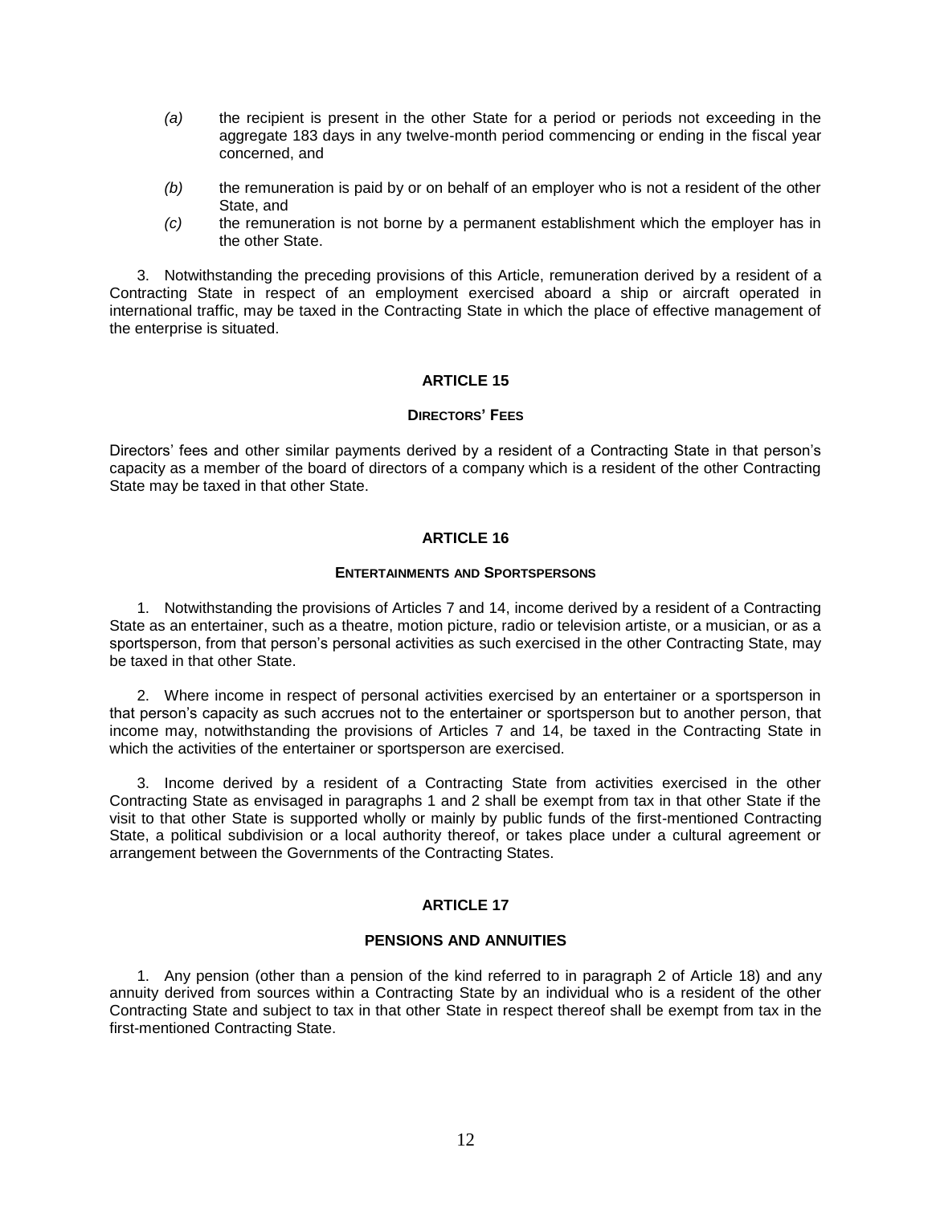*(a)* the recipient is present in the other State for a period or periods not exceeding in the aggregate 183 days in any twelve-month period commencing or ending in the fiscal year concerned, and

*(b)* the remuneration is paid by or on behalf of an employer who is not a resident of the other State, and

*(c)* the remuneration is not borne by a permanent establishment which the employer has in the other State.

3. Notwithstanding the preceding provisions of this Article, remuneration derived by a resident of a Contracting State in respect of an employment exercised aboard a ship or aircraft operated in international traffic, may be taxed in the Contracting State in which the place of effective management of the enterprise is situated.

## ARTICLE 15

### DIRECTORS' FEES

Directors' fees and other similar payments derived by a resident of a Contracting State in that person's capacity as a member of the board of directors of a company which is a resident of the other Contracting State may be taxed in that other State.

## ARTICLE 16

### ENTERTAINMENTS AND SPORTSPERSONS

1. Notwithstanding the provisions of Articles 7 and 14, income derived by a resident of a Contracting State as an entertainer, such as a theatre, motion picture, radio or television artiste, or a musician, or as a sportsperson, from that person's personal activities as such exercised in the other Contracting State, may be taxed in that other State.

2. Where income in respect of personal activities exercised by an entertainer or a sportsperson in that person's capacity as such accrues not to the entertainer or sportsperson but to another person, that income may, notwithstanding the provisions of Articles 7 and 14, be taxed in the Contracting State in which the activities of the entertainer or sportsperson are exercised.

3. Income derived by a resident of a Contracting State from activities exercised in the other Contracting State as envisaged in paragraphs 1 and 2 shall be exempt from tax in that other State if the visit to that other State is supported wholly or mainly by public funds of the first-mentioned Contracting State, a political subdivision or a local authority thereof, or takes place under a cultural agreement or arrangement between the Governments of the Contracting States.

## ARTICLE 17

### PENSIONS AND ANNUITIES

1. Any pension (other than a pension of the kind referred to in paragraph 2 of Article 18) and any annuity derived from sources within a Contracting State by an individual who is a resident of the other Contracting State and subject to tax in that other State in respect thereof shall be exempt from tax in the first-mentioned Contracting State.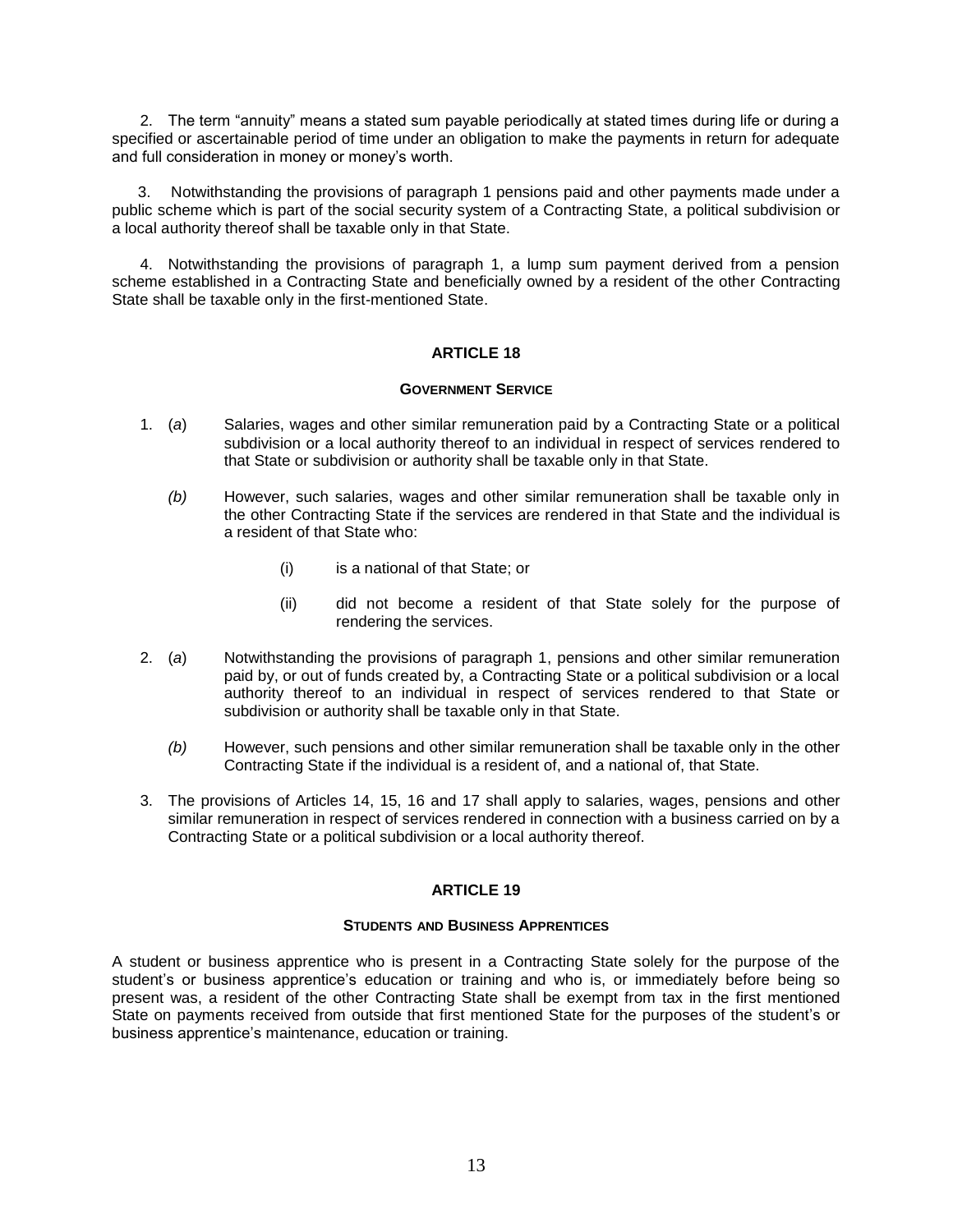2. The term "annuity" means a stated sum payable periodically at stated times during life or during a specified or ascertainable period of time under an obligation to make the payments in return for adequate and full consideration in money or money's worth.

3. Notwithstanding the provisions of paragraph 1 pensions paid and other payments made under a public scheme which is part of the social security system of a Contracting State, a political subdivision or a local authority thereof shall be taxable only in that State.

4. Notwithstanding the provisions of paragraph 1, a lump sum payment derived from a pension scheme established in a Contracting State and beneficially owned by a resident of the other Contracting State shall be taxable only in the first-mentioned State.

## ARTICLE 18

### GOVERNMENT SERVICE

1. (*a*) Salaries, wages and other similar remuneration paid by a Contracting State or a political subdivision or a local authority thereof to an individual in respect of services rendered to that State or subdivision or authority shall be taxable only in that State.

   *(b)* However, such salaries, wages and other similar remuneration shall be taxable only in the other Contracting State if the services are rendered in that State and the individual is a resident of that State who:

   (i) is a national of that State; or

   (ii) did not become a resident of that State solely for the purpose of rendering the services.

2. (*a*) Notwithstanding the provisions of paragraph 1, pensions and other similar remuneration paid by, or out of funds created by, a Contracting State or a political subdivision or a local authority thereof to an individual in respect of services rendered to that State or subdivision or authority shall be taxable only in that State.

   *(b)* However, such pensions and other similar remuneration shall be taxable only in the other Contracting State if the individual is a resident of, and a national of, that State.

3. The provisions of Articles 14, 15, 16 and 17 shall apply to salaries, wages, pensions and other similar remuneration in respect of services rendered in connection with a business carried on by a Contracting State or a political subdivision or a local authority thereof.

## ARTICLE 19

### STUDENTS AND BUSINESS APPRENTICES

A student or business apprentice who is present in a Contracting State solely for the purpose of the student's or business apprentice's education or training and who is, or immediately before being so present was, a resident of the other Contracting State shall be exempt from tax in the first mentioned State on payments received from outside that first mentioned State for the purposes of the student's or business apprentice's maintenance, education or training.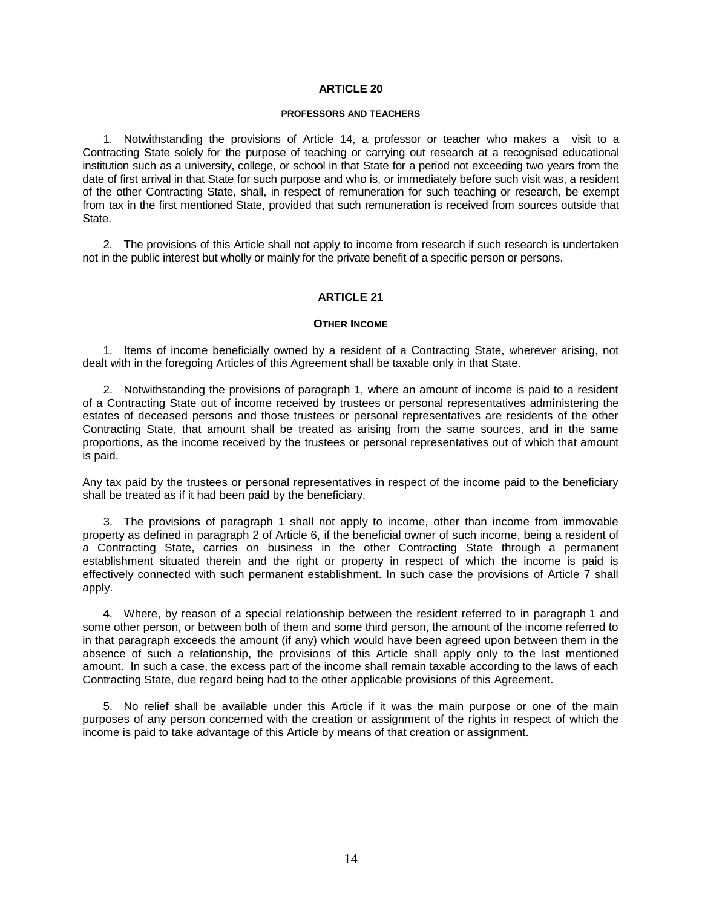## ARTICLE 20

### PROFESSORS AND TEACHERS

1. Notwithstanding the provisions of Article 14, a professor or teacher who makes a visit to a Contracting State solely for the purpose of teaching or carrying out research at a recognised educational institution such as a university, college, or school in that State for a period not exceeding two years from the date of first arrival in that State for such purpose and who is, or immediately before such visit was, a resident of the other Contracting State, shall, in respect of remuneration for such teaching or research, be exempt from tax in the first mentioned State, provided that such remuneration is received from sources outside that State.

2. The provisions of this Article shall not apply to income from research if such research is undertaken not in the public interest but wholly or mainly for the private benefit of a specific person or persons.

## ARTICLE 21

### OTHER INCOME

1. Items of income beneficially owned by a resident of a Contracting State, wherever arising, not dealt with in the foregoing Articles of this Agreement shall be taxable only in that State.

2. Notwithstanding the provisions of paragraph 1, where an amount of income is paid to a resident of a Contracting State out of income received by trustees or personal representatives administering the estates of deceased persons and those trustees or personal representatives are residents of the other Contracting State, that amount shall be treated as arising from the same sources, and in the same proportions, as the income received by the trustees or personal representatives out of which that amount is paid.

Any tax paid by the trustees or personal representatives in respect of the income paid to the beneficiary shall be treated as if it had been paid by the beneficiary.

3. The provisions of paragraph 1 shall not apply to income, other than income from immovable property as defined in paragraph 2 of Article 6, if the beneficial owner of such income, being a resident of a Contracting State, carries on business in the other Contracting State through a permanent establishment situated therein and the right or property in respect of which the income is paid is effectively connected with such permanent establishment. In such case the provisions of Article 7 shall apply.

4. Where, by reason of a special relationship between the resident referred to in paragraph 1 and some other person, or between both of them and some third person, the amount of the income referred to in that paragraph exceeds the amount (if any) which would have been agreed upon between them in the absence of such a relationship, the provisions of this Article shall apply only to the last mentioned amount. In such a case, the excess part of the income shall remain taxable according to the laws of each Contracting State, due regard being had to the other applicable provisions of this Agreement.

5. No relief shall be available under this Article if it was the main purpose or one of the main purposes of any person concerned with the creation or assignment of the rights in respect of which the income is paid to take advantage of this Article by means of that creation or assignment.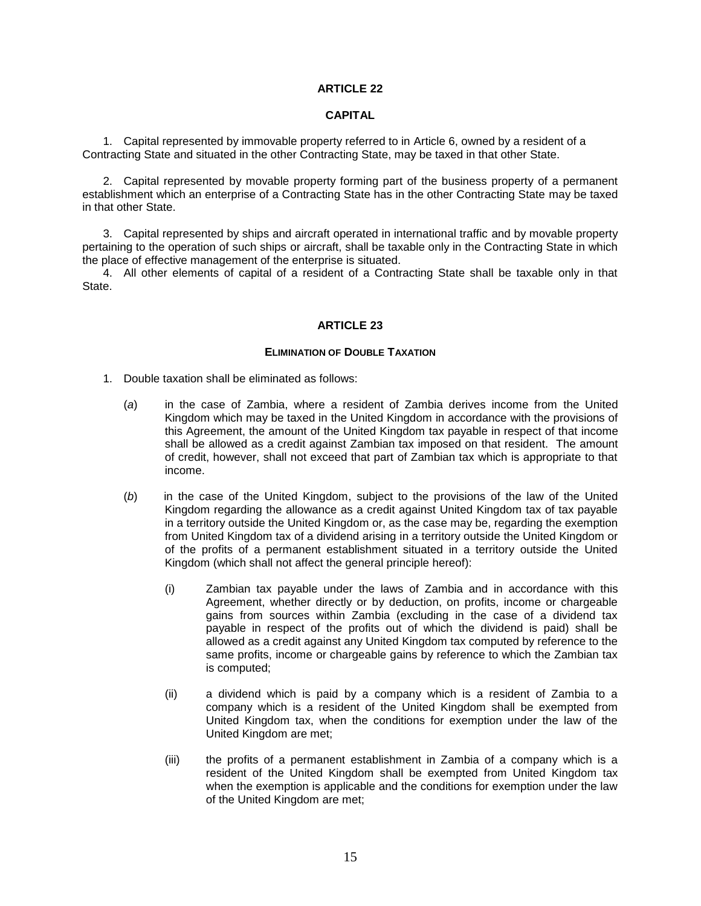## ARTICLE 22

### CAPITAL

1. Capital represented by immovable property referred to in Article 6, owned by a resident of a Contracting State and situated in the other Contracting State, may be taxed in that other State.

2. Capital represented by movable property forming part of the business property of a permanent establishment which an enterprise of a Contracting State has in the other Contracting State may be taxed in that other State.

3. Capital represented by ships and aircraft operated in international traffic and by movable property pertaining to the operation of such ships or aircraft, shall be taxable only in the Contracting State in which the place of effective management of the enterprise is situated.

4. All other elements of capital of a resident of a Contracting State shall be taxable only in that State.

## ARTICLE 23

### ELIMINATION OF DOUBLE TAXATION

1. Double taxation shall be eliminated as follows:

   (*a*) in the case of Zambia, where a resident of Zambia derives income from the United Kingdom which may be taxed in the United Kingdom in accordance with the provisions of this Agreement, the amount of the United Kingdom tax payable in respect of that income shall be allowed as a credit against Zambian tax imposed on that resident. The amount of credit, however, shall not exceed that part of Zambian tax which is appropriate to that income.

   (*b*) in the case of the United Kingdom, subject to the provisions of the law of the United Kingdom regarding the allowance as a credit against United Kingdom tax of tax payable in a territory outside the United Kingdom or, as the case may be, regarding the exemption from United Kingdom tax of a dividend arising in a territory outside the United Kingdom or of the profits of a permanent establishment situated in a territory outside the United Kingdom (which shall not affect the general principle hereof):

      (i) Zambian tax payable under the laws of Zambia and in accordance with this Agreement, whether directly or by deduction, on profits, income or chargeable gains from sources within Zambia (excluding in the case of a dividend tax payable in respect of the profits out of which the dividend is paid) shall be allowed as a credit against any United Kingdom tax computed by reference to the same profits, income or chargeable gains by reference to which the Zambian tax is computed;

      (ii) a dividend which is paid by a company which is a resident of Zambia to a company which is a resident of the United Kingdom shall be exempted from United Kingdom tax, when the conditions for exemption under the law of the United Kingdom are met;

      (iii) the profits of a permanent establishment in Zambia of a company which is a resident of the United Kingdom shall be exempted from United Kingdom tax when the exemption is applicable and the conditions for exemption under the law of the United Kingdom are met;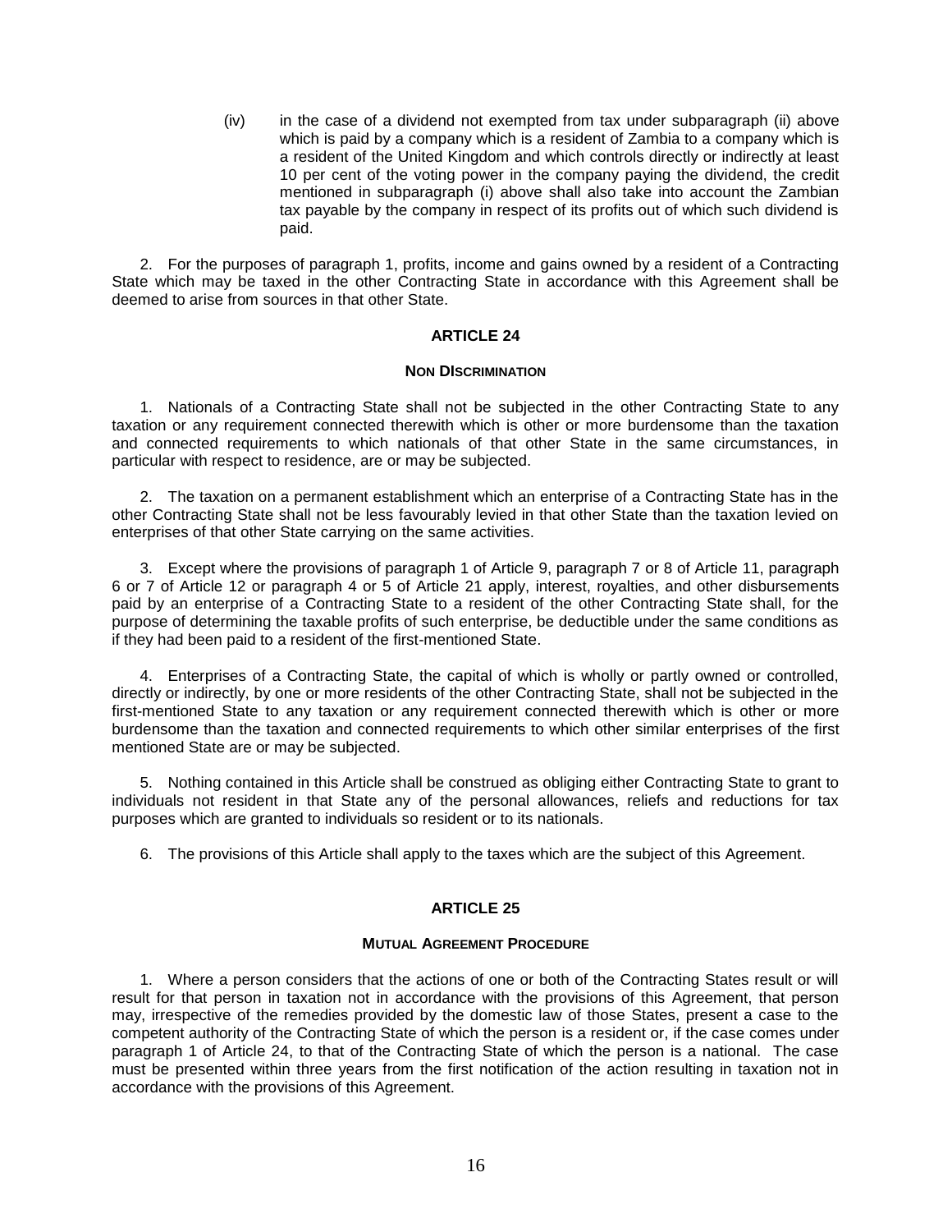(iv) in the case of a dividend not exempted from tax under subparagraph (ii) above which is paid by a company which is a resident of Zambia to a company which is a resident of the United Kingdom and which controls directly or indirectly at least 10 per cent of the voting power in the company paying the dividend, the credit mentioned in subparagraph (i) above shall also take into account the Zambian tax payable by the company in respect of its profits out of which such dividend is paid.

2. For the purposes of paragraph 1, profits, income and gains owned by a resident of a Contracting State which may be taxed in the other Contracting State in accordance with this Agreement shall be deemed to arise from sources in that other State.

## ARTICLE 24

### NON DISCRIMINATION

1. Nationals of a Contracting State shall not be subjected in the other Contracting State to any taxation or any requirement connected therewith which is other or more burdensome than the taxation and connected requirements to which nationals of that other State in the same circumstances, in particular with respect to residence, are or may be subjected.

2. The taxation on a permanent establishment which an enterprise of a Contracting State has in the other Contracting State shall not be less favourably levied in that other State than the taxation levied on enterprises of that other State carrying on the same activities.

3. Except where the provisions of paragraph 1 of Article 9, paragraph 7 or 8 of Article 11, paragraph 6 or 7 of Article 12 or paragraph 4 or 5 of Article 21 apply, interest, royalties, and other disbursements paid by an enterprise of a Contracting State to a resident of the other Contracting State shall, for the purpose of determining the taxable profits of such enterprise, be deductible under the same conditions as if they had been paid to a resident of the first-mentioned State.

4. Enterprises of a Contracting State, the capital of which is wholly or partly owned or controlled, directly or indirectly, by one or more residents of the other Contracting State, shall not be subjected in the first-mentioned State to any taxation or any requirement connected therewith which is other or more burdensome than the taxation and connected requirements to which other similar enterprises of the first mentioned State are or may be subjected.

5. Nothing contained in this Article shall be construed as obliging either Contracting State to grant to individuals not resident in that State any of the personal allowances, reliefs and reductions for tax purposes which are granted to individuals so resident or to its nationals.

6. The provisions of this Article shall apply to the taxes which are the subject of this Agreement.

## ARTICLE 25

### MUTUAL AGREEMENT PROCEDURE

1. Where a person considers that the actions of one or both of the Contracting States result or will result for that person in taxation not in accordance with the provisions of this Agreement, that person may, irrespective of the remedies provided by the domestic law of those States, present a case to the competent authority of the Contracting State of which the person is a resident or, if the case comes under paragraph 1 of Article 24, to that of the Contracting State of which the person is a national. The case must be presented within three years from the first notification of the action resulting in taxation not in accordance with the provisions of this Agreement.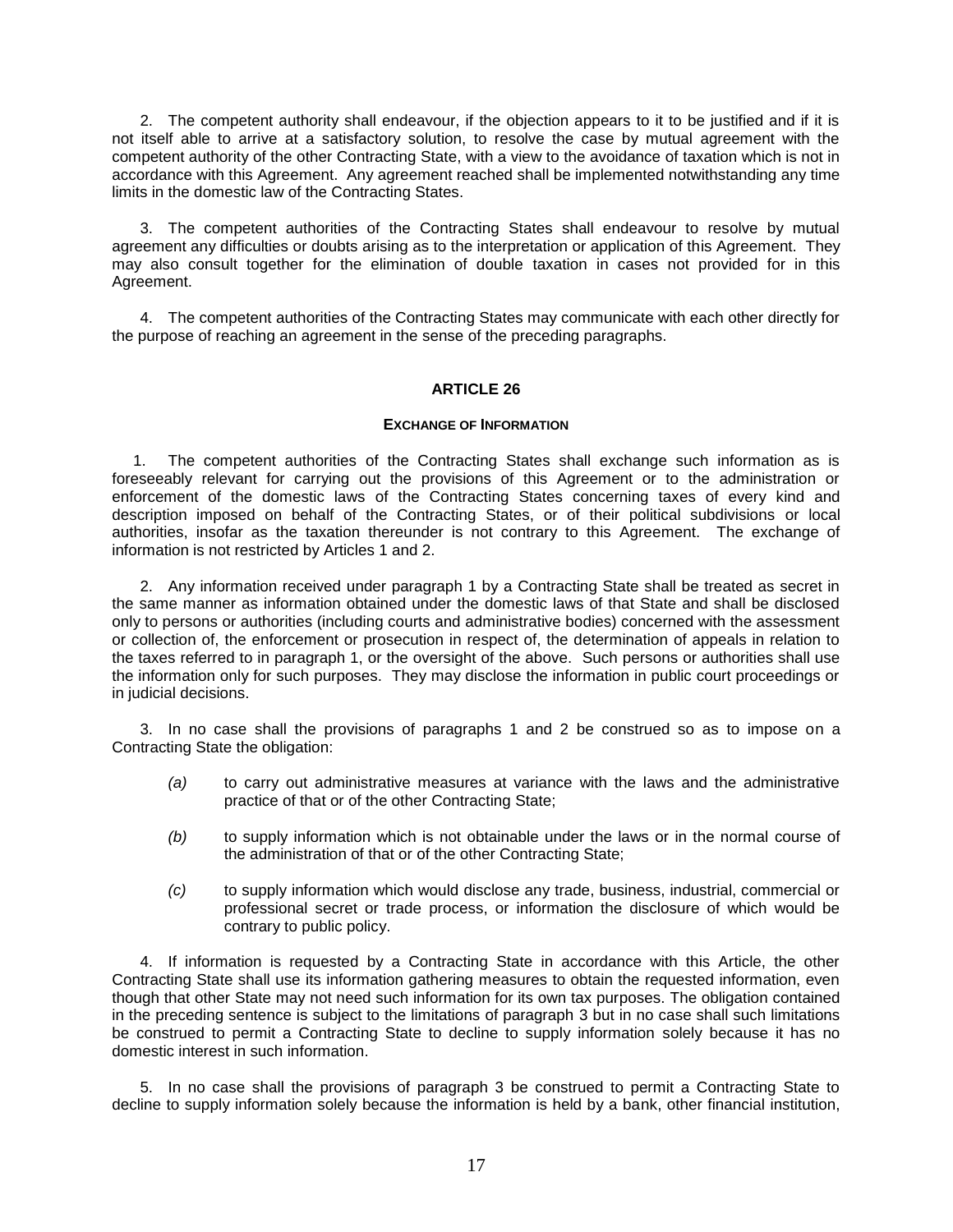2. The competent authority shall endeavour, if the objection appears to it to be justified and if it is not itself able to arrive at a satisfactory solution, to resolve the case by mutual agreement with the competent authority of the other Contracting State, with a view to the avoidance of taxation which is not in accordance with this Agreement. Any agreement reached shall be implemented notwithstanding any time limits in the domestic law of the Contracting States.

3. The competent authorities of the Contracting States shall endeavour to resolve by mutual agreement any difficulties or doubts arising as to the interpretation or application of this Agreement. They may also consult together for the elimination of double taxation in cases not provided for in this Agreement.

4. The competent authorities of the Contracting States may communicate with each other directly for the purpose of reaching an agreement in the sense of the preceding paragraphs.

## ARTICLE 26

### EXCHANGE OF INFORMATION

1. The competent authorities of the Contracting States shall exchange such information as is foreseeably relevant for carrying out the provisions of this Agreement or to the administration or enforcement of the domestic laws of the Contracting States concerning taxes of every kind and description imposed on behalf of the Contracting States, or of their political subdivisions or local authorities, insofar as the taxation thereunder is not contrary to this Agreement. The exchange of information is not restricted by Articles 1 and 2.

2. Any information received under paragraph 1 by a Contracting State shall be treated as secret in the same manner as information obtained under the domestic laws of that State and shall be disclosed only to persons or authorities (including courts and administrative bodies) concerned with the assessment or collection of, the enforcement or prosecution in respect of, the determination of appeals in relation to the taxes referred to in paragraph 1, or the oversight of the above. Such persons or authorities shall use the information only for such purposes. They may disclose the information in public court proceedings or in judicial decisions.

3. In no case shall the provisions of paragraphs 1 and 2 be construed so as to impose on a Contracting State the obligation:

*(a)* to carry out administrative measures at variance with the laws and the administrative practice of that or of the other Contracting State;

*(b)* to supply information which is not obtainable under the laws or in the normal course of the administration of that or of the other Contracting State;

*(c)* to supply information which would disclose any trade, business, industrial, commercial or professional secret or trade process, or information the disclosure of which would be contrary to public policy.

4. If information is requested by a Contracting State in accordance with this Article, the other Contracting State shall use its information gathering measures to obtain the requested information, even though that other State may not need such information for its own tax purposes. The obligation contained in the preceding sentence is subject to the limitations of paragraph 3 but in no case shall such limitations be construed to permit a Contracting State to decline to supply information solely because it has no domestic interest in such information.

5. In no case shall the provisions of paragraph 3 be construed to permit a Contracting State to decline to supply information solely because the information is held by a bank, other financial institution,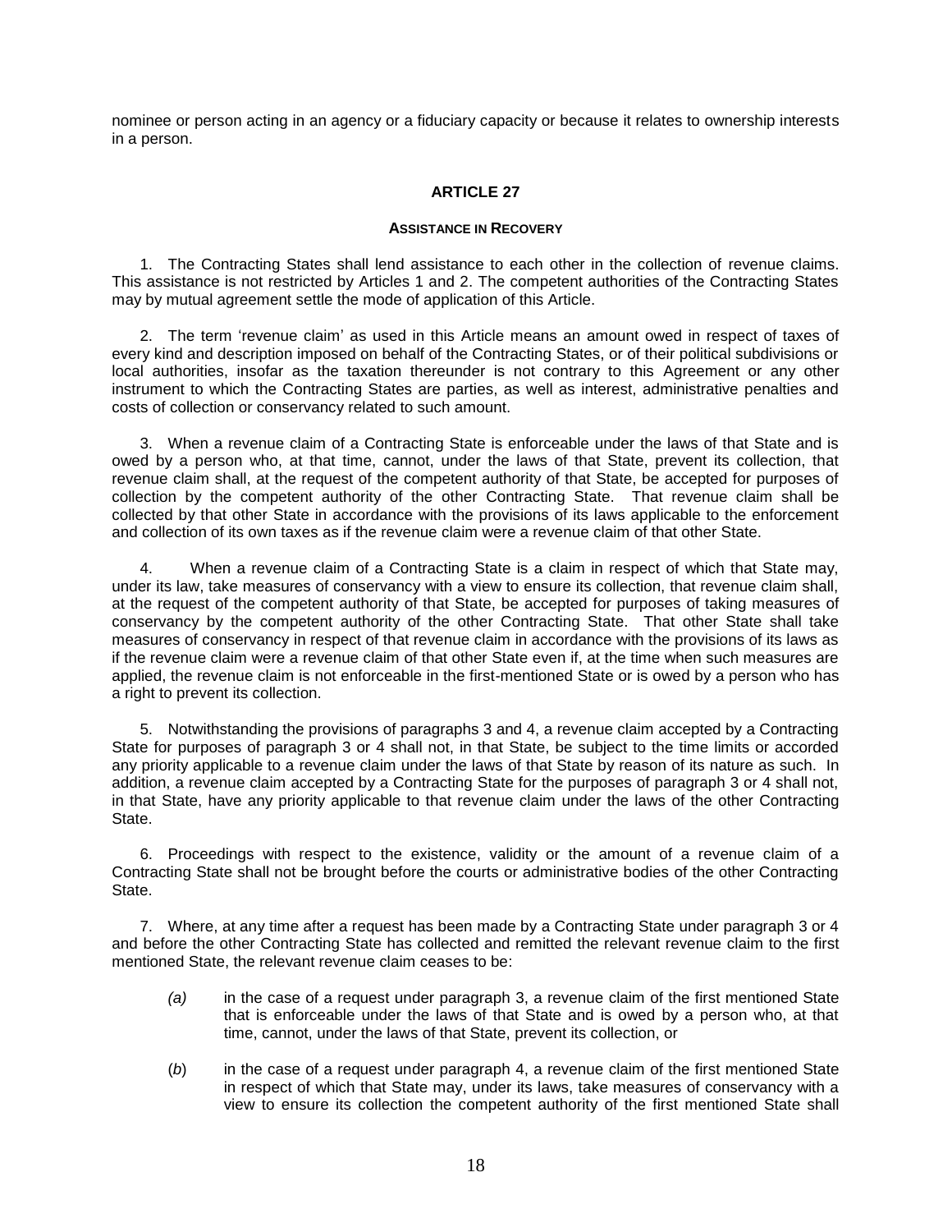nominee or person acting in an agency or a fiduciary capacity or because it relates to ownership interests in a person.

## ARTICLE 27

### ASSISTANCE IN RECOVERY

1. The Contracting States shall lend assistance to each other in the collection of revenue claims. This assistance is not restricted by Articles 1 and 2. The competent authorities of the Contracting States may by mutual agreement settle the mode of application of this Article.

2. The term 'revenue claim' as used in this Article means an amount owed in respect of taxes of every kind and description imposed on behalf of the Contracting States, or of their political subdivisions or local authorities, insofar as the taxation thereunder is not contrary to this Agreement or any other instrument to which the Contracting States are parties, as well as interest, administrative penalties and costs of collection or conservancy related to such amount.

3. When a revenue claim of a Contracting State is enforceable under the laws of that State and is owed by a person who, at that time, cannot, under the laws of that State, prevent its collection, that revenue claim shall, at the request of the competent authority of that State, be accepted for purposes of collection by the competent authority of the other Contracting State. That revenue claim shall be collected by that other State in accordance with the provisions of its laws applicable to the enforcement and collection of its own taxes as if the revenue claim were a revenue claim of that other State.

4. When a revenue claim of a Contracting State is a claim in respect of which that State may, under its law, take measures of conservancy with a view to ensure its collection, that revenue claim shall, at the request of the competent authority of that State, be accepted for purposes of taking measures of conservancy by the competent authority of the other Contracting State. That other State shall take measures of conservancy in respect of that revenue claim in accordance with the provisions of its laws as if the revenue claim were a revenue claim of that other State even if, at the time when such measures are applied, the revenue claim is not enforceable in the first-mentioned State or is owed by a person who has a right to prevent its collection.

5. Notwithstanding the provisions of paragraphs 3 and 4, a revenue claim accepted by a Contracting State for purposes of paragraph 3 or 4 shall not, in that State, be subject to the time limits or accorded any priority applicable to a revenue claim under the laws of that State by reason of its nature as such. In addition, a revenue claim accepted by a Contracting State for the purposes of paragraph 3 or 4 shall not, in that State, have any priority applicable to that revenue claim under the laws of the other Contracting State.

6. Proceedings with respect to the existence, validity or the amount of a revenue claim of a Contracting State shall not be brought before the courts or administrative bodies of the other Contracting State.

7. Where, at any time after a request has been made by a Contracting State under paragraph 3 or 4 and before the other Contracting State has collected and remitted the relevant revenue claim to the first mentioned State, the relevant revenue claim ceases to be:

*(a)* in the case of a request under paragraph 3, a revenue claim of the first mentioned State that is enforceable under the laws of that State and is owed by a person who, at that time, cannot, under the laws of that State, prevent its collection, or

(*b*) in the case of a request under paragraph 4, a revenue claim of the first mentioned State in respect of which that State may, under its laws, take measures of conservancy with a view to ensure its collection the competent authority of the first mentioned State shall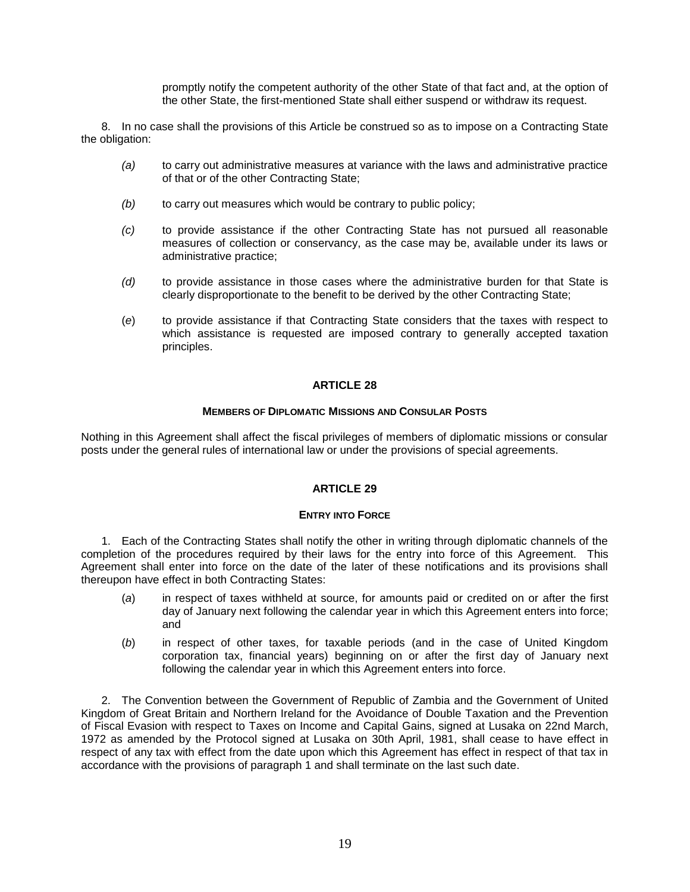promptly notify the competent authority of the other State of that fact and, at the option of the other State, the first-mentioned State shall either suspend or withdraw its request.

8. In no case shall the provisions of this Article be construed so as to impose on a Contracting State the obligation:

*(a)* to carry out administrative measures at variance with the laws and administrative practice of that or of the other Contracting State;

*(b)* to carry out measures which would be contrary to public policy;

*(c)* to provide assistance if the other Contracting State has not pursued all reasonable measures of collection or conservancy, as the case may be, available under its laws or administrative practice;

*(d)* to provide assistance in those cases where the administrative burden for that State is clearly disproportionate to the benefit to be derived by the other Contracting State;

(*e*) to provide assistance if that Contracting State considers that the taxes with respect to which assistance is requested are imposed contrary to generally accepted taxation principles.

## ARTICLE 28

### MEMBERS OF DIPLOMATIC MISSIONS AND CONSULAR POSTS

Nothing in this Agreement shall affect the fiscal privileges of members of diplomatic missions or consular posts under the general rules of international law or under the provisions of special agreements.

## ARTICLE 29

### ENTRY INTO FORCE

1. Each of the Contracting States shall notify the other in writing through diplomatic channels of the completion of the procedures required by their laws for the entry into force of this Agreement. This Agreement shall enter into force on the date of the later of these notifications and its provisions shall thereupon have effect in both Contracting States:

(*a*) in respect of taxes withheld at source, for amounts paid or credited on or after the first day of January next following the calendar year in which this Agreement enters into force; and

(*b*) in respect of other taxes, for taxable periods (and in the case of United Kingdom corporation tax, financial years) beginning on or after the first day of January next following the calendar year in which this Agreement enters into force.

2. The Convention between the Government of Republic of Zambia and the Government of United Kingdom of Great Britain and Northern Ireland for the Avoidance of Double Taxation and the Prevention of Fiscal Evasion with respect to Taxes on Income and Capital Gains, signed at Lusaka on 22nd March, 1972 as amended by the Protocol signed at Lusaka on 30th April, 1981, shall cease to have effect in respect of any tax with effect from the date upon which this Agreement has effect in respect of that tax in accordance with the provisions of paragraph 1 and shall terminate on the last such date.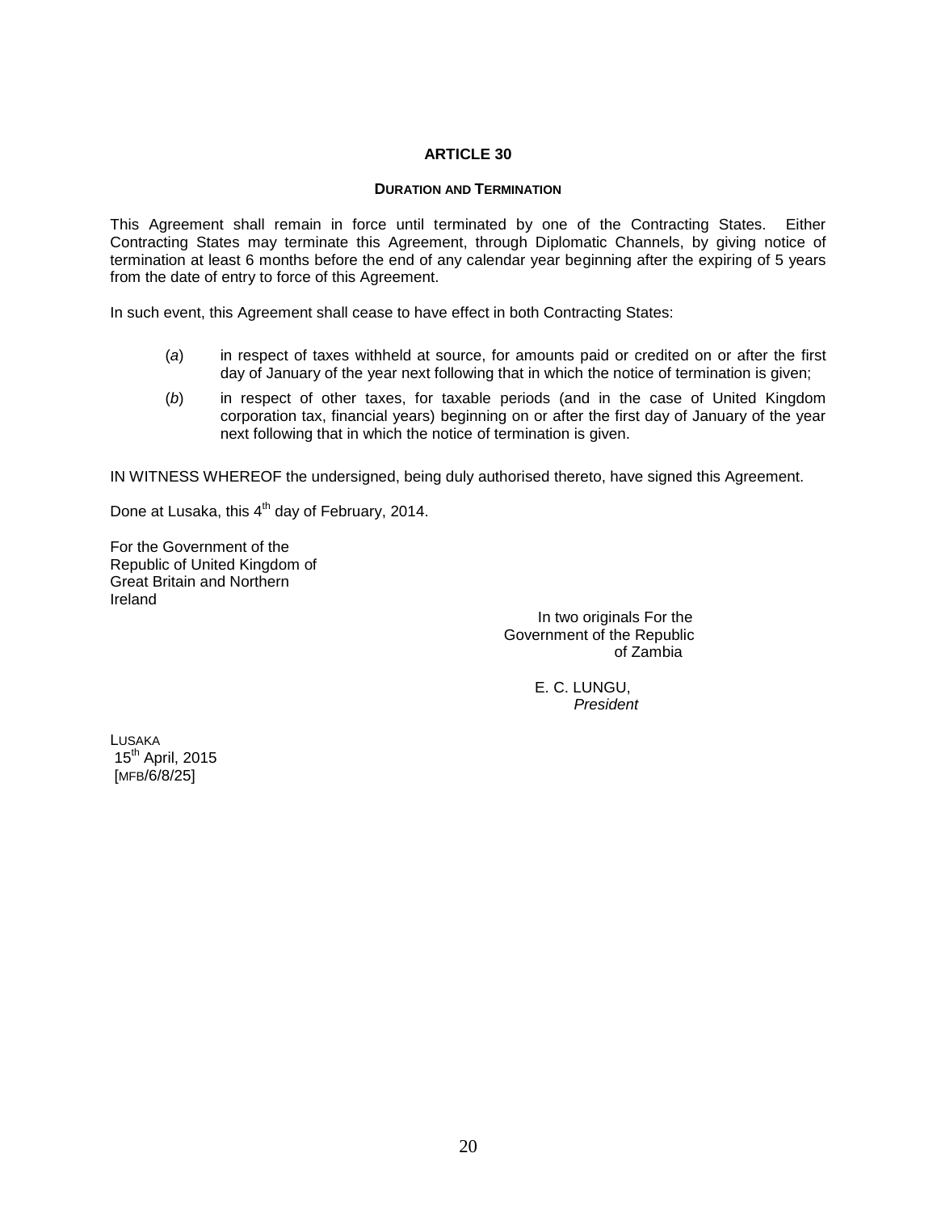## ARTICLE 30

### DURATION AND TERMINATION

This Agreement shall remain in force until terminated by one of the Contracting States. Either Contracting States may terminate this Agreement, through Diplomatic Channels, by giving notice of termination at least 6 months before the end of any calendar year beginning after the expiring of 5 years from the date of entry to force of this Agreement.

In such event, this Agreement shall cease to have effect in both Contracting States:

(*a*) in respect of taxes withheld at source, for amounts paid or credited on or after the first day of January of the year next following that in which the notice of termination is given;

(*b*) in respect of other taxes, for taxable periods (and in the case of United Kingdom corporation tax, financial years) beginning on or after the first day of January of the year next following that in which the notice of termination is given.

IN WITNESS WHEREOF the undersigned, being duly authorised thereto, have signed this Agreement.

Done at Lusaka, this 4th day of February, 2014.

For the Government of the Republic of United Kingdom of Great Britain and Northern Ireland

In two originals For the Government of the Republic of Zambia

E. C. LUNGU,
*President*

LUSAKA
15th April, 2015
[MFB/6/8/25]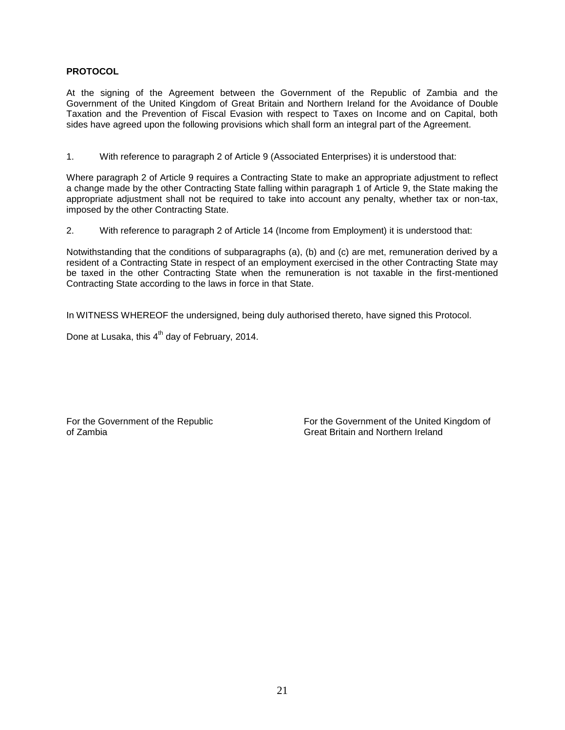**PROTOCOL**

At the signing of the Agreement between the Government of the Republic of Zambia and the Government of the United Kingdom of Great Britain and Northern Ireland for the Avoidance of Double Taxation and the Prevention of Fiscal Evasion with respect to Taxes on Income and on Capital, both sides have agreed upon the following provisions which shall form an integral part of the Agreement.

1. With reference to paragraph 2 of Article 9 (Associated Enterprises) it is understood that:

Where paragraph 2 of Article 9 requires a Contracting State to make an appropriate adjustment to reflect a change made by the other Contracting State falling within paragraph 1 of Article 9, the State making the appropriate adjustment shall not be required to take into account any penalty, whether tax or non-tax, imposed by the other Contracting State.

2. With reference to paragraph 2 of Article 14 (Income from Employment) it is understood that:

Notwithstanding that the conditions of subparagraphs (a), (b) and (c) are met, remuneration derived by a resident of a Contracting State in respect of an employment exercised in the other Contracting State may be taxed in the other Contracting State when the remuneration is not taxable in the first-mentioned Contracting State according to the laws in force in that State.

In WITNESS WHEREOF the undersigned, being duly authorised thereto, have signed this Protocol.

Done at Lusaka, this 4th day of February, 2014.

For the Government of the Republic of Zambia

For the Government of the United Kingdom of Great Britain and Northern Ireland